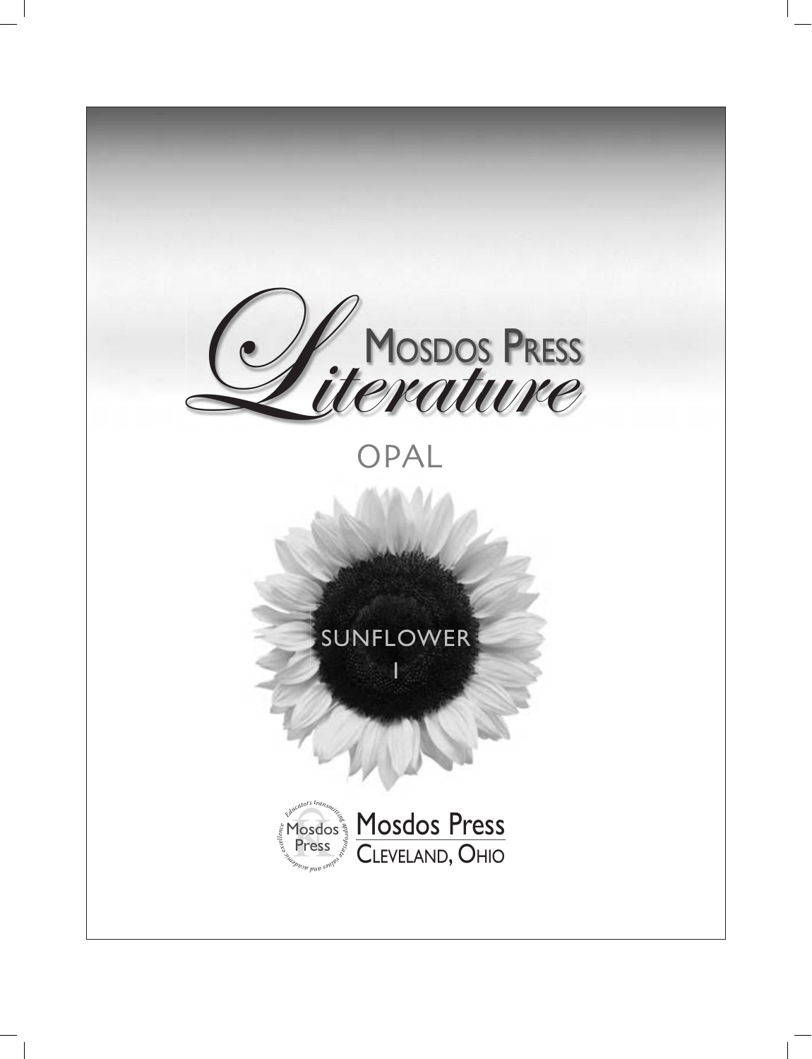# Mosdos Press Literature

## OPAL

### SUNFLOWER I

Mosdos Press
Educators transmitting appropriate values and academic excellence

Mosdos Press
CLEVELAND, OHIO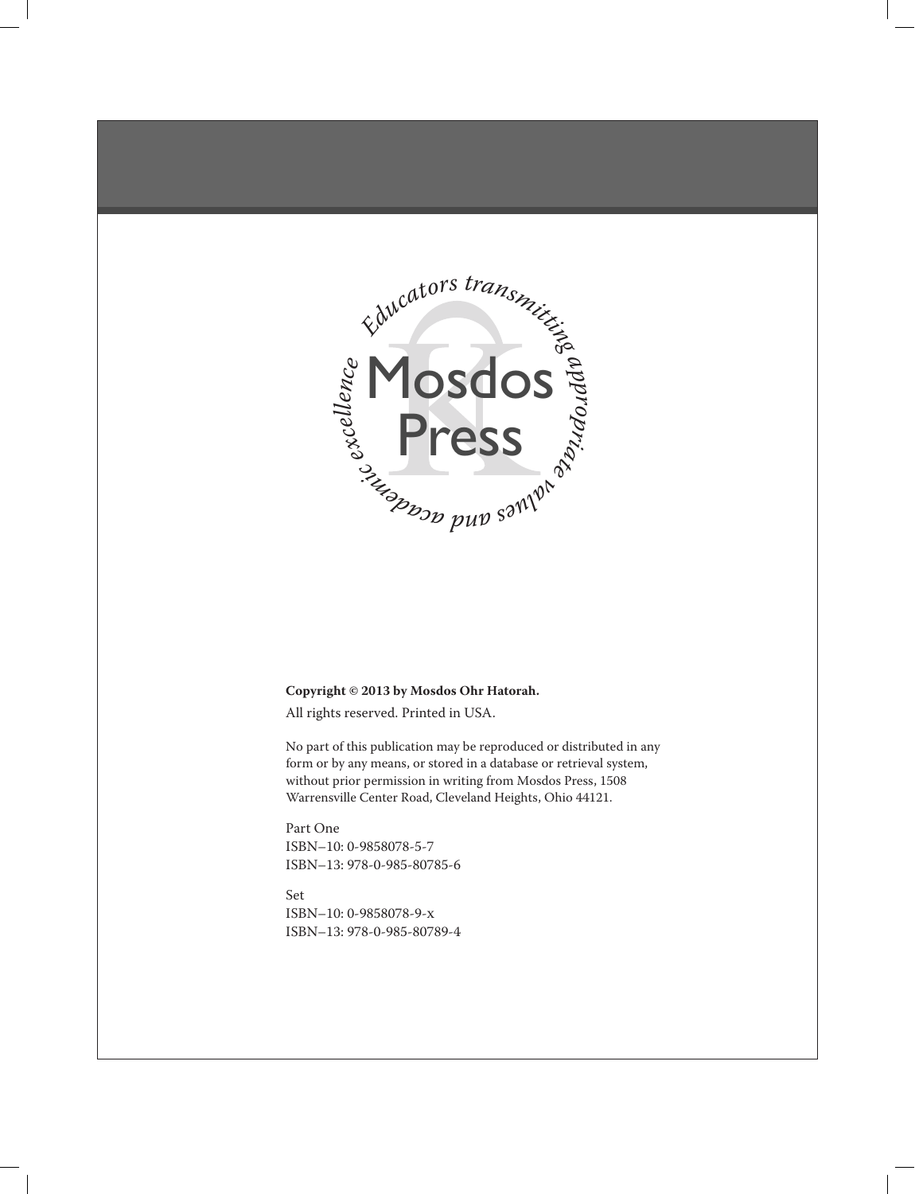Educators transmitting appropriate values and academic excellence

Mosdos Press

**Copyright © 2013 by Mosdos Ohr Hatorah.**

All rights reserved. Printed in USA.

No part of this publication may be reproduced or distributed in any form or by any means, or stored in a database or retrieval system, without prior permission in writing from Mosdos Press, 1508 Warrensville Center Road, Cleveland Heights, Ohio 44121.

Part One
ISBN–10: 0-9858078-5-7
ISBN–13: 978-0-985-80785-6

Set
ISBN–10: 0-9858078-9-x
ISBN–13: 978-0-985-80789-4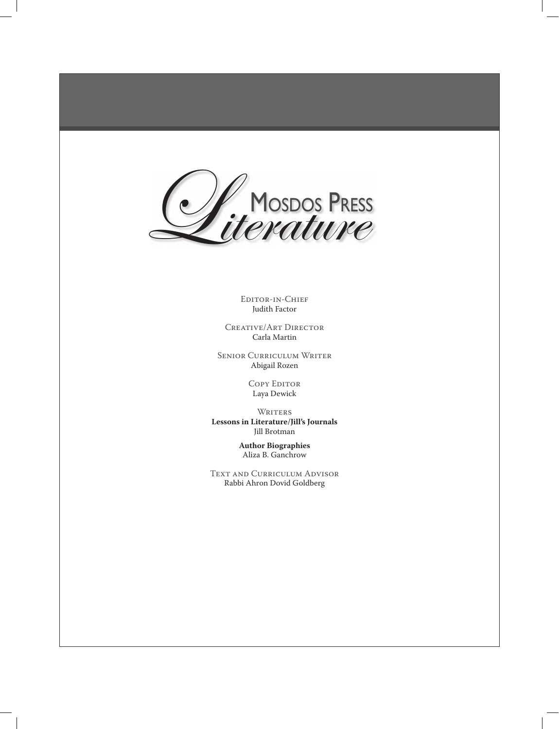# Mosdos Press Literature

Editor-in-Chief
Judith Factor

Creative/Art Director
Carla Martin

Senior Curriculum Writer
Abigail Rozen

Copy Editor
Laya Dewick

Writers
**Lessons in Literature/Jill's Journals**
Jill Brotman

**Author Biographies**
Aliza B. Ganchrow

Text and Curriculum Advisor
Rabbi Ahron Dovid Goldberg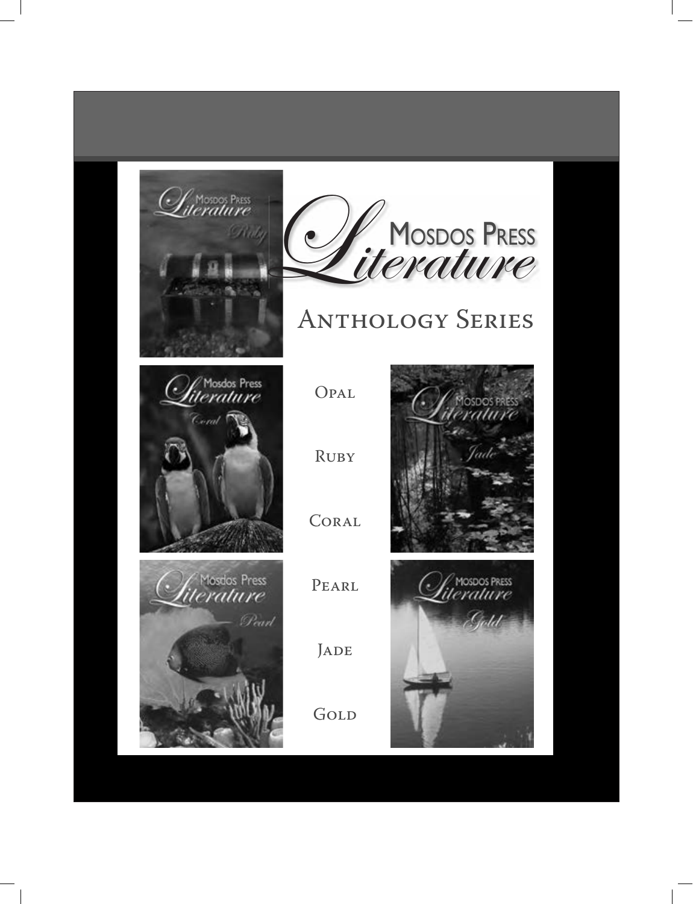# Mosdos Press Literature

## Anthology Series

Opal

Ruby

Coral

Pearl

Jade

Gold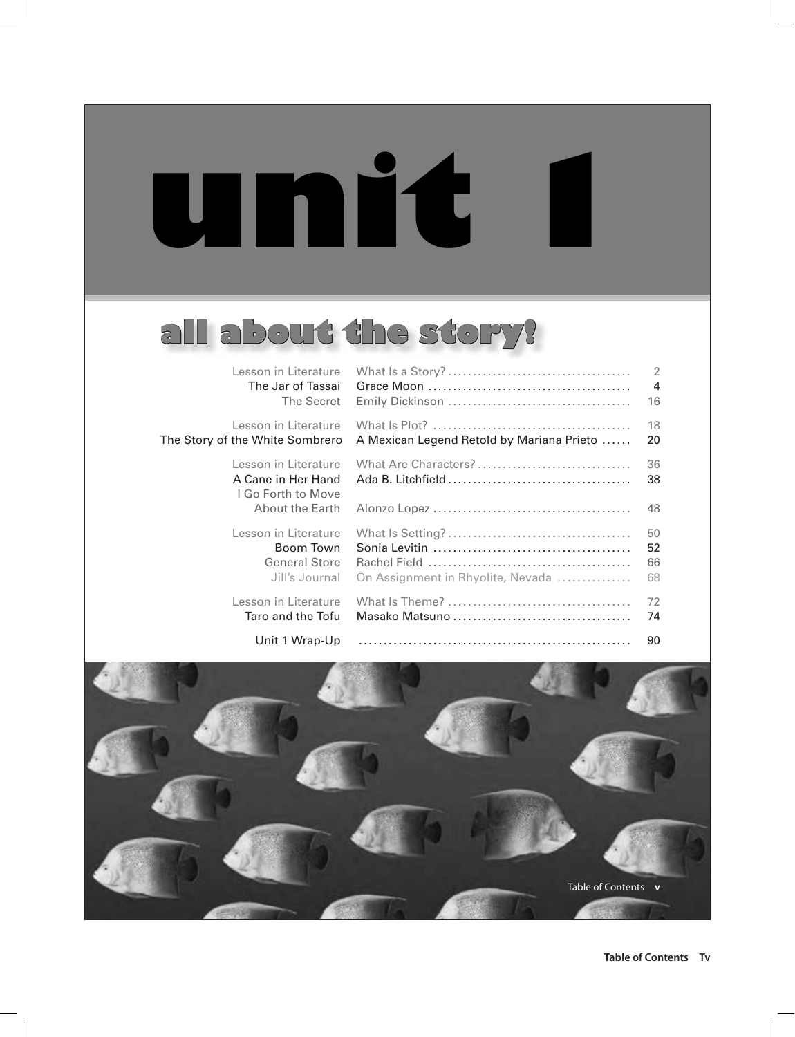# unit 1

## all about the story!

| | | |
|---|---|---|
| Lesson in Literature | What Is a Story? | 2 |
| The Jar of Tassai | Grace Moon | 4 |
| The Secret | Emily Dickinson | 16 |
| Lesson in Literature | What Is Plot? | 18 |
| The Story of the White Sombrero | A Mexican Legend Retold by Mariana Prieto | 20 |
| Lesson in Literature | What Are Characters? | 36 |
| A Cane in Her Hand | Ada B. Litchfield | 38 |
| I Go Forth to Move About the Earth | Alonzo Lopez | 48 |
| Lesson in Literature | What Is Setting? | 50 |
| Boom Town | Sonia Levitin | 52 |
| General Store | Rachel Field | 66 |
| Jill's Journal | On Assignment in Rhyolite, Nevada | 68 |
| Lesson in Literature | What Is Theme? | 72 |
| Taro and the Tofu | Masako Matsuno | 74 |
| Unit 1 Wrap-Up | | 90 |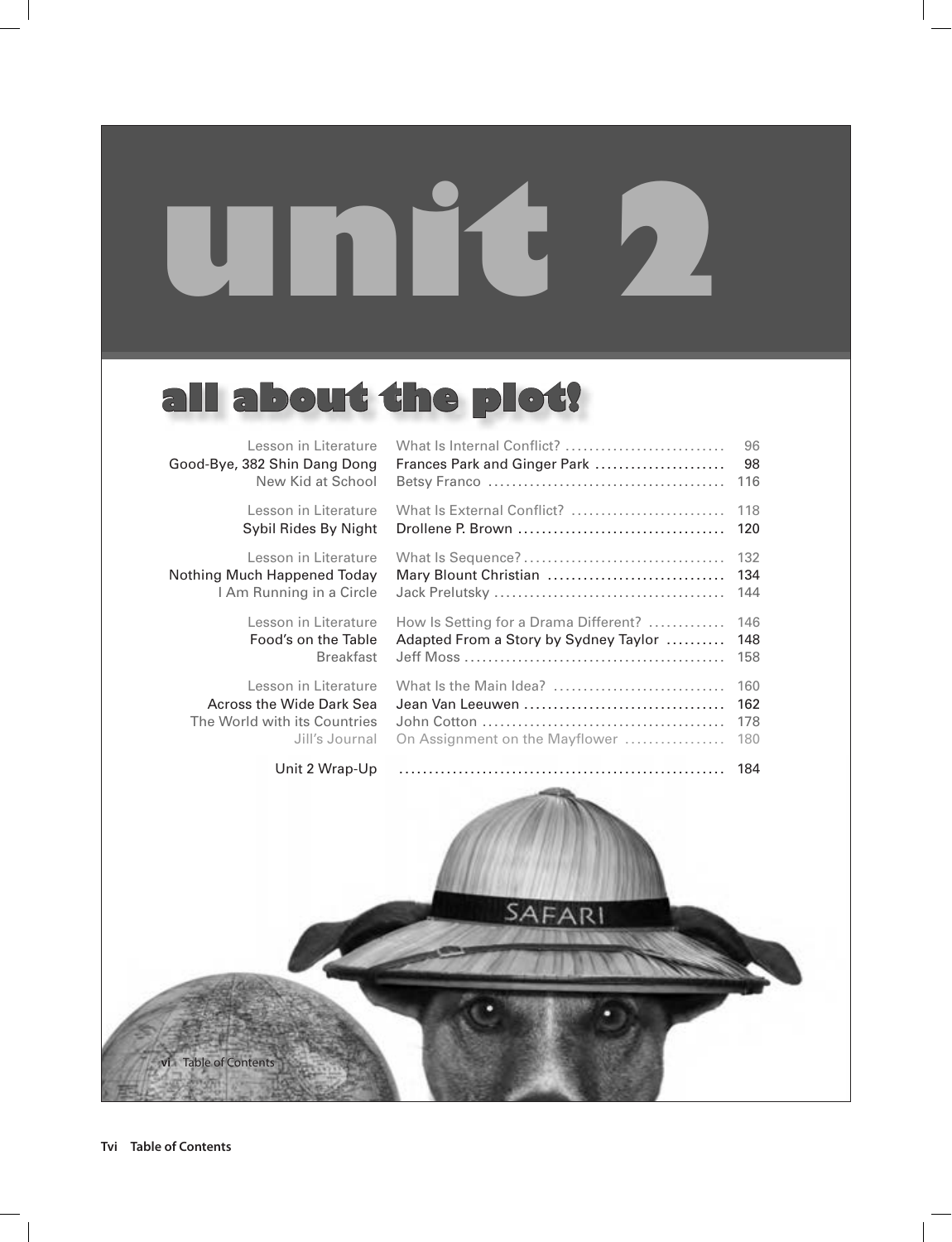# unit 2

## all about the plot!

| | | |
|---|---|---|
| Lesson in Literature | What Is Internal Conflict? | 96 |
| Good-Bye, 382 Shin Dang Dong | Frances Park and Ginger Park | 98 |
| New Kid at School | Betsy Franco | 116 |
| Lesson in Literature | What Is External Conflict? | 118 |
| Sybil Rides By Night | Drollene P. Brown | 120 |
| Lesson in Literature | What Is Sequence? | 132 |
| Nothing Much Happened Today | Mary Blount Christian | 134 |
| I Am Running in a Circle | Jack Prelutsky | 144 |
| Lesson in Literature | How Is Setting for a Drama Different? | 146 |
| Food's on the Table | Adapted From a Story by Sydney Taylor | 148 |
| Breakfast | Jeff Moss | 158 |
| Lesson in Literature | What Is the Main Idea? | 160 |
| Across the Wide Dark Sea | Jean Van Leeuwen | 162 |
| The World with its Countries | John Cotton | 178 |
| Jill's Journal | On Assignment on the Mayflower | 180 |
| Unit 2 Wrap-Up | | 184 |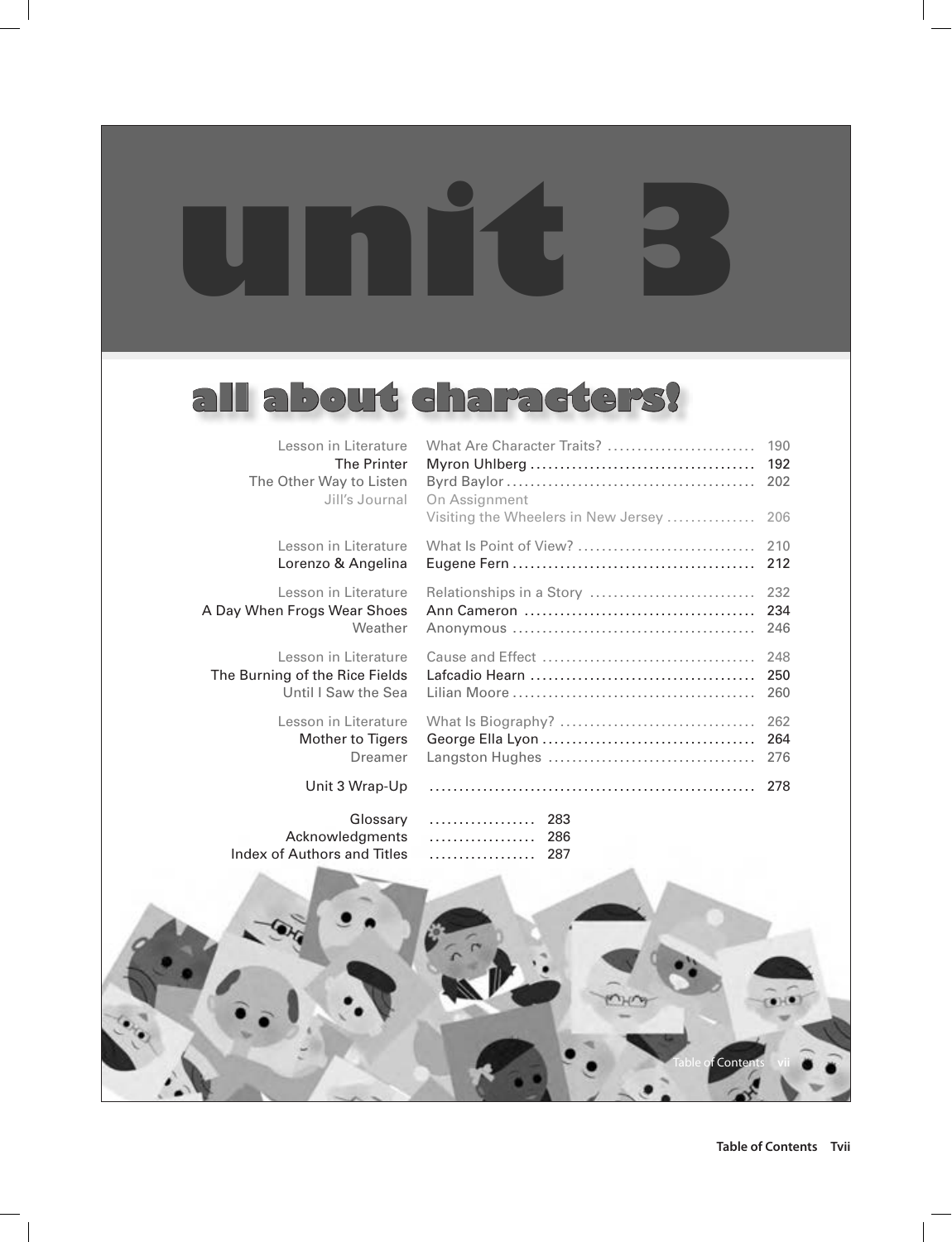# unit 3

## all about characters!

| | | |
|---|---|---|
| Lesson in Literature | What Are Character Traits? | 190 |
| The Printer | Myron Uhlberg | 192 |
| The Other Way to Listen | Byrd Baylor | 202 |
| Jill's Journal | On Assignment<br>Visiting the Wheelers in New Jersey | 206 |
| Lesson in Literature | What Is Point of View? | 210 |
| Lorenzo & Angelina | Eugene Fern | 212 |
| Lesson in Literature | Relationships in a Story | 232 |
| A Day When Frogs Wear Shoes | Ann Cameron | 234 |
| Weather | Anonymous | 246 |
| Lesson in Literature | Cause and Effect | 248 |
| The Burning of the Rice Fields | Lafcadio Hearn | 250 |
| Until I Saw the Sea | Lilian Moore | 260 |
| Lesson in Literature | What Is Biography? | 262 |
| Mother to Tigers | George Ella Lyon | 264 |
| Dreamer | Langston Hughes | 276 |
| Unit 3 Wrap-Up | | 278 |
| Glossary | | 283 |
| Acknowledgments | | 286 |
| Index of Authors and Titles | | 287 |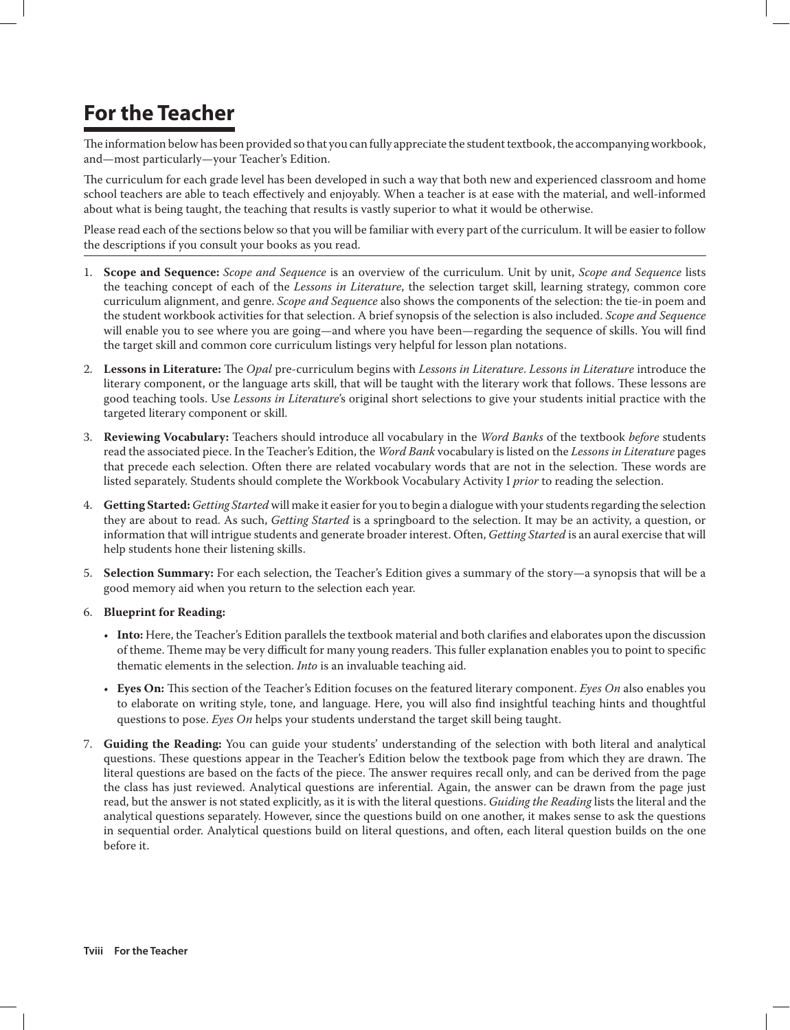# For the Teacher

The information below has been provided so that you can fully appreciate the student textbook, the accompanying workbook, and—most particularly—your Teacher's Edition.

The curriculum for each grade level has been developed in such a way that both new and experienced classroom and home school teachers are able to teach effectively and enjoyably. When a teacher is at ease with the material, and well-informed about what is being taught, the teaching that results is vastly superior to what it would be otherwise.

Please read each of the sections below so that you will be familiar with every part of the curriculum. It will be easier to follow the descriptions if you consult your books as you read.

1. **Scope and Sequence:** *Scope and Sequence* is an overview of the curriculum. Unit by unit, *Scope and Sequence* lists the teaching concept of each of the *Lessons in Literature*, the selection target skill, learning strategy, common core curriculum alignment, and genre. *Scope and Sequence* also shows the components of the selection: the tie-in poem and the student workbook activities for that selection. A brief synopsis of the selection is also included. *Scope and Sequence* will enable you to see where you are going—and where you have been—regarding the sequence of skills. You will find the target skill and common core curriculum listings very helpful for lesson plan notations.

2. **Lessons in Literature:** The *Opal* pre-curriculum begins with *Lessons in Literature*. *Lessons in Literature* introduce the literary component, or the language arts skill, that will be taught with the literary work that follows. These lessons are good teaching tools. Use *Lessons in Literature*'s original short selections to give your students initial practice with the targeted literary component or skill.

3. **Reviewing Vocabulary:** Teachers should introduce all vocabulary in the *Word Banks* of the textbook *before* students read the associated piece. In the Teacher's Edition, the *Word Bank* vocabulary is listed on the *Lessons in Literature* pages that precede each selection. Often there are related vocabulary words that are not in the selection. These words are listed separately. Students should complete the Workbook Vocabulary Activity I *prior* to reading the selection.

4. **Getting Started:** *Getting Started* will make it easier for you to begin a dialogue with your students regarding the selection they are about to read. As such, *Getting Started* is a springboard to the selection. It may be an activity, a question, or information that will intrigue students and generate broader interest. Often, *Getting Started* is an aural exercise that will help students hone their listening skills.

5. **Selection Summary:** For each selection, the Teacher's Edition gives a summary of the story—a synopsis that will be a good memory aid when you return to the selection each year.

6. **Blueprint for Reading:**

   - **Into:** Here, the Teacher's Edition parallels the textbook material and both clarifies and elaborates upon the discussion of theme. Theme may be very difficult for many young readers. This fuller explanation enables you to point to specific thematic elements in the selection. *Into* is an invaluable teaching aid.

   - **Eyes On:** This section of the Teacher's Edition focuses on the featured literary component. *Eyes On* also enables you to elaborate on writing style, tone, and language. Here, you will also find insightful teaching hints and thoughtful questions to pose. *Eyes On* helps your students understand the target skill being taught.

7. **Guiding the Reading:** You can guide your students' understanding of the selection with both literal and analytical questions. These questions appear in the Teacher's Edition below the textbook page from which they are drawn. The literal questions are based on the facts of the piece. The answer requires recall only, and can be derived from the page the class has just reviewed. Analytical questions are inferential. Again, the answer can be drawn from the page just read, but the answer is not stated explicitly, as it is with the literal questions. *Guiding the Reading* lists the literal and the analytical questions separately. However, since the questions build on one another, it makes sense to ask the questions in sequential order. Analytical questions build on literal questions, and often, each literal question builds on the one before it.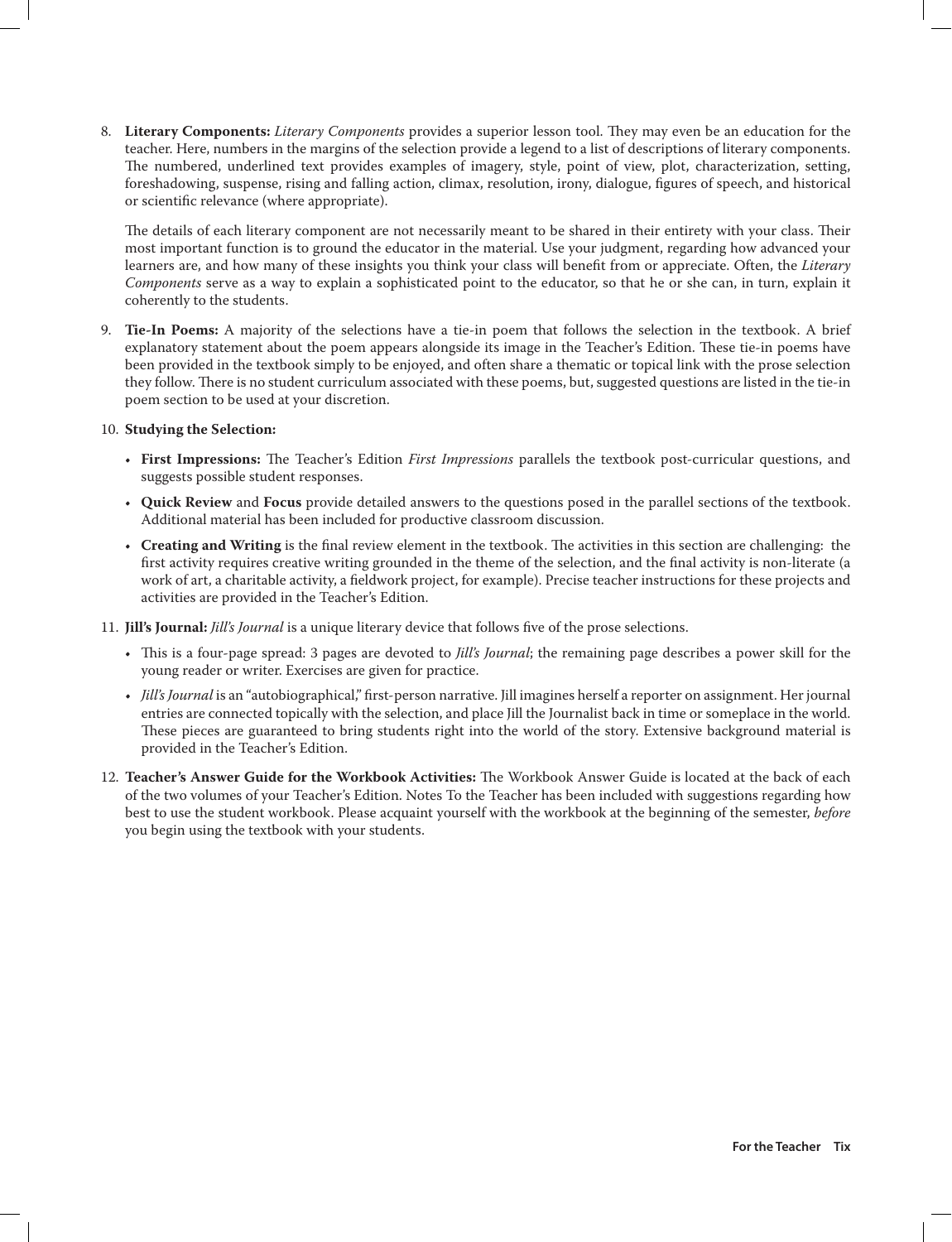8. **Literary Components:** *Literary Components* provides a superior lesson tool. They may even be an education for the teacher. Here, numbers in the margins of the selection provide a legend to a list of descriptions of literary components. The numbered, underlined text provides examples of imagery, style, point of view, plot, characterization, setting, foreshadowing, suspense, rising and falling action, climax, resolution, irony, dialogue, figures of speech, and historical or scientific relevance (where appropriate).

   The details of each literary component are not necessarily meant to be shared in their entirety with your class. Their most important function is to ground the educator in the material. Use your judgment, regarding how advanced your learners are, and how many of these insights you think your class will benefit from or appreciate. Often, the *Literary Components* serve as a way to explain a sophisticated point to the educator, so that he or she can, in turn, explain it coherently to the students.

9. **Tie-In Poems:** A majority of the selections have a tie-in poem that follows the selection in the textbook. A brief explanatory statement about the poem appears alongside its image in the Teacher's Edition. These tie-in poems have been provided in the textbook simply to be enjoyed, and often share a thematic or topical link with the prose selection they follow. There is no student curriculum associated with these poems, but, suggested questions are listed in the tie-in poem section to be used at your discretion.

10. **Studying the Selection:**

    - **First Impressions:** The Teacher's Edition *First Impressions* parallels the textbook post-curricular questions, and suggests possible student responses.
    - **Quick Review** and **Focus** provide detailed answers to the questions posed in the parallel sections of the textbook. Additional material has been included for productive classroom discussion.
    - **Creating and Writing** is the final review element in the textbook. The activities in this section are challenging: the first activity requires creative writing grounded in the theme of the selection, and the final activity is non-literate (a work of art, a charitable activity, a fieldwork project, for example). Precise teacher instructions for these projects and activities are provided in the Teacher's Edition.

11. **Jill's Journal:** *Jill's Journal* is a unique literary device that follows five of the prose selections.

    - This is a four-page spread: 3 pages are devoted to *Jill's Journal*; the remaining page describes a power skill for the young reader or writer. Exercises are given for practice.
    - *Jill's Journal* is an "autobiographical," first-person narrative. Jill imagines herself a reporter on assignment. Her journal entries are connected topically with the selection, and place Jill the Journalist back in time or someplace in the world. These pieces are guaranteed to bring students right into the world of the story. Extensive background material is provided in the Teacher's Edition.

12. **Teacher's Answer Guide for the Workbook Activities:** The Workbook Answer Guide is located at the back of each of the two volumes of your Teacher's Edition. Notes To the Teacher has been included with suggestions regarding how best to use the student workbook. Please acquaint yourself with the workbook at the beginning of the semester, *before* you begin using the textbook with your students.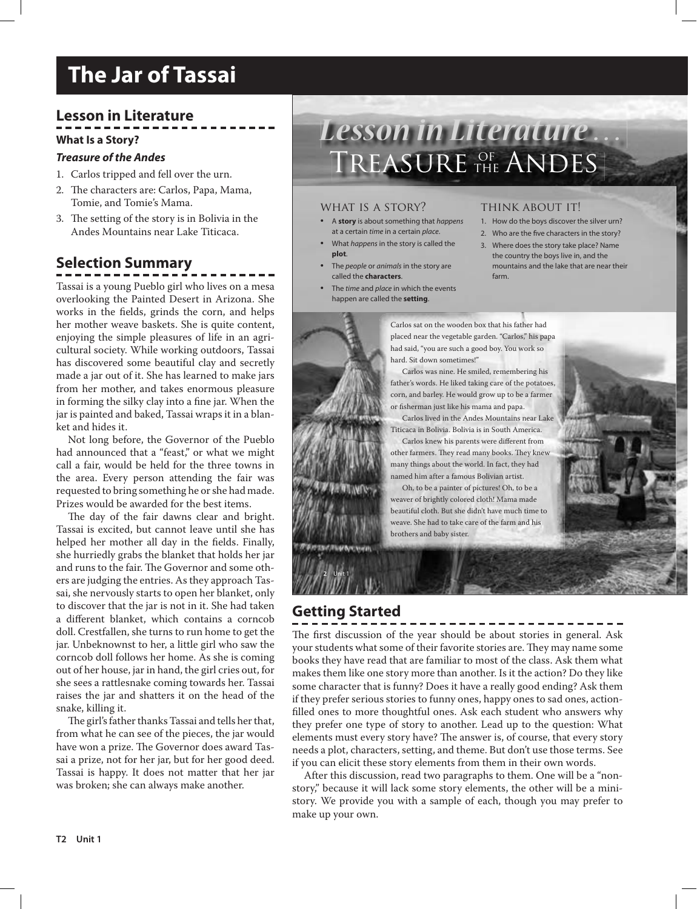# The Jar of Tassai

## Lesson in Literature

**What Is a Story?**

***Treasure of the Andes***

1. Carlos tripped and fell over the urn.
2. The characters are: Carlos, Papa, Mama, Tomie, and Tomie's Mama.
3. The setting of the story is in Bolivia in the Andes Mountains near Lake Titicaca.

## Selection Summary

Tassai is a young Pueblo girl who lives on a mesa overlooking the Painted Desert in Arizona. She works in the fields, grinds the corn, and helps her mother weave baskets. She is quite content, enjoying the simple pleasures of life in an agricultural society. While working outdoors, Tassai has discovered some beautiful clay and secretly made a jar out of it. She has learned to make jars from her mother, and takes enormous pleasure in forming the silky clay into a fine jar. When the jar is painted and baked, Tassai wraps it in a blanket and hides it.

Not long before, the Governor of the Pueblo had announced that a "feast," or what we might call a fair, would be held for the three towns in the area. Every person attending the fair was requested to bring something he or she had made. Prizes would be awarded for the best items.

The day of the fair dawns clear and bright. Tassai is excited, but cannot leave until she has helped her mother all day in the fields. Finally, she hurriedly grabs the blanket that holds her jar and runs to the fair. The Governor and some others are judging the entries. As they approach Tassai, she nervously starts to open her blanket, only to discover that the jar is not in it. She had taken a different blanket, which contains a corncob doll. Crestfallen, she turns to run home to get the jar. Unbeknownst to her, a little girl who saw the corncob doll follows her home. As she is coming out of her house, jar in hand, the girl cries out, for she sees a rattlesnake coming towards her. Tassai raises the jar and shatters it on the head of the snake, killing it.

The girl's father thanks Tassai and tells her that, from what he can see of the pieces, the jar would have won a prize. The Governor does award Tassai a prize, not for her jar, but for her good deed. Tassai is happy. It does not matter that her jar was broken; she can always make another.

## *Lesson in Literature . . .* Treasure of the Andes

### What is a story?

- A **story** is about something that *happens* at a certain *time* in a certain *place*.
- What *happens* in the story is called the **plot**.
- The *people* or *animals* in the story are called the **characters**.
- The *time* and *place* in which the events happen are called the **setting**.

### Think about it!

1. How do the boys discover the silver urn?
2. Who are the five characters in the story?
3. Where does the story take place? Name the country the boys live in, and the mountains and the lake that are near their farm.

Carlos sat on the wooden box that his father had placed near the vegetable garden. "Carlos," his papa had said, "you are such a good boy. You work so hard. Sit down sometimes!"

Carlos was nine. He smiled, remembering his father's words. He liked taking care of the potatoes, corn, and barley. He would grow up to be a farmer or fisherman just like his mama and papa.

Carlos lived in the Andes Mountains near Lake Titicaca in Bolivia. Bolivia is in South America.

Carlos knew his parents were different from other farmers. They read many books. They knew many things about the world. In fact, they had named him after a famous Bolivian artist.

Oh, to be a painter of pictures! Oh, to be a weaver of brightly colored cloth! Mama made beautiful cloth. But she didn't have much time to weave. She had to take care of the farm and his brothers and baby sister.

## Getting Started

The first discussion of the year should be about stories in general. Ask your students what some of their favorite stories are. They may name some books they have read that are familiar to most of the class. Ask them what makes them like one story more than another. Is it the action? Do they like some character that is funny? Does it have a really good ending? Ask them if they prefer serious stories to funny ones, happy ones to sad ones, action-filled ones to more thoughtful ones. Ask each student who answers why they prefer one type of story to another. Lead up to the question: What elements must every story have? The answer is, of course, that every story needs a plot, characters, setting, and theme. But don't use those terms. See if you can elicit these story elements from them in their own words.

After this discussion, read two paragraphs to them. One will be a "non-story," because it will lack some story elements, the other will be a mini-story. We provide you with a sample of each, though you may prefer to make up your own.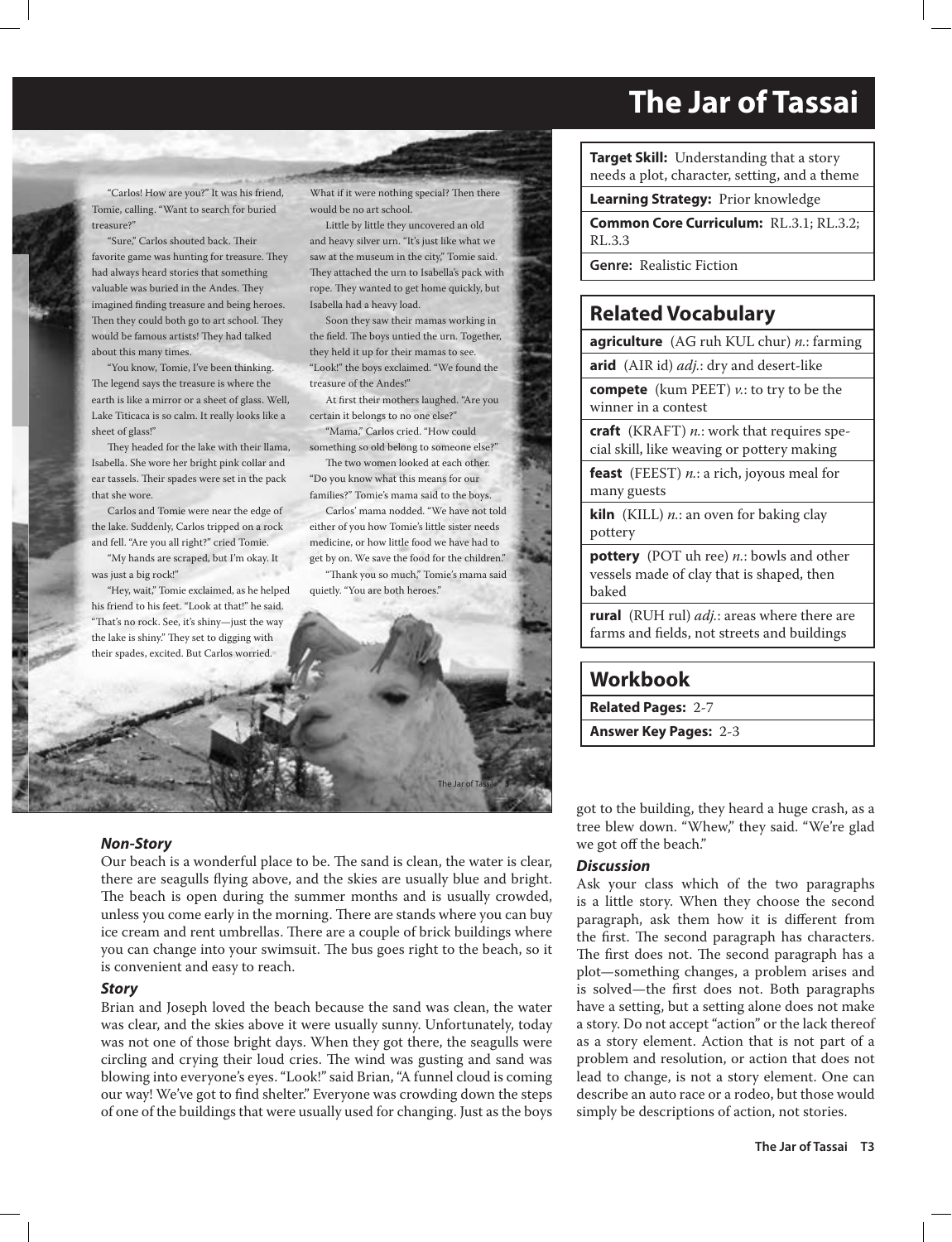# The Jar of Tassai

"Carlos! How are you?" It was his friend, Tomie, calling. "Want to search for buried treasure?"

"Sure," Carlos shouted back. Their favorite game was hunting for treasure. They had always heard stories that something valuable was buried in the Andes. They imagined finding treasure and being heroes. Then they could both go to art school. They would be famous artists! They had talked about this many times.

"You know, Tomie, I've been thinking. The legend says the treasure is where the earth is like a mirror or a sheet of glass. Well, Lake Titicaca is so calm. It really looks like a sheet of glass!"

They headed for the lake with their llama, Isabella. She wore her bright pink collar and ear tassels. Their spades were set in the pack that she wore.

Carlos and Tomie were near the edge of the lake. Suddenly, Carlos tripped on a rock and fell. "Are you all right?" cried Tomie.

"My hands are scraped, but I'm okay. It was just a big rock!"

"Hey, wait," Tomie exclaimed, as he helped his friend to his feet. "Look at that!" he said. "That's no rock. See, it's shiny—just the way the lake is shiny." They set to digging with their spades, excited. But Carlos worried. What if it were nothing special? Then there would be no art school.

Little by little they uncovered an old and heavy silver urn. "It's just like what we saw at the museum in the city," Tomie said. They attached the urn to Isabella's pack with rope. They wanted to get home quickly, but Isabella had a heavy load.

Soon they saw their mamas working in the field. The boys untied the urn. Together, they held it up for their mamas to see. "Look!" the boys exclaimed. "We found the treasure of the Andes!"

At first their mothers laughed. "Are you certain it belongs to no one else?"

"Mama," Carlos cried. "How could something so old belong to someone else?"

The two women looked at each other. "Do you know what this means for our families?" Tomie's mama said to the boys.

Carlos' mama nodded. "We have not told either of you how Tomie's little sister needs medicine, or how little food we have had to get by on. We save the food for the children."

"Thank you so much," Tomie's mama said quietly. "You are both heroes."

| |
|---|
| **Target Skill:** Understanding that a story needs a plot, character, setting, and a theme |
| **Learning Strategy:** Prior knowledge |
| **Common Core Curriculum:** RL.3.1; RL.3.2; RL.3.3 |
| **Genre:** Realistic Fiction |

## Related Vocabulary

| |
|---|
| **agriculture** (AG ruh KUL chur) *n.*: farming |
| **arid** (AIR id) *adj.*: dry and desert-like |
| **compete** (kum PEET) *v.*: to try to be the winner in a contest |
| **craft** (KRAFT) *n.*: work that requires special skill, like weaving or pottery making |
| **feast** (FEEST) *n.*: a rich, joyous meal for many guests |
| **kiln** (KILL) *n.*: an oven for baking clay pottery |
| **pottery** (POT uh ree) *n.*: bowls and other vessels made of clay that is shaped, then baked |
| **rural** (RUH rul) *adj.*: areas where there are farms and fields, not streets and buildings |

## Workbook

| |
|---|
| **Related Pages:** 2-7 |
| **Answer Key Pages:** 2-3 |

***Non-Story***

Our beach is a wonderful place to be. The sand is clean, the water is clear, there are seagulls flying above, and the skies are usually blue and bright. The beach is open during the summer months and is usually crowded, unless you come early in the morning. There are stands where you can buy ice cream and rent umbrellas. There are a couple of brick buildings where you can change into your swimsuit. The bus goes right to the beach, so it is convenient and easy to reach.

***Story***

Brian and Joseph loved the beach because the sand was clean, the water was clear, and the skies above it were usually sunny. Unfortunately, today was not one of those bright days. When they got there, the seagulls were circling and crying their loud cries. The wind was gusting and sand was blowing into everyone's eyes. "Look!" said Brian, "A funnel cloud is coming our way! We've got to find shelter." Everyone was crowding down the steps of one of the buildings that were usually used for changing. Just as the boys got to the building, they heard a huge crash, as a tree blew down. "Whew," they said. "We're glad we got off the beach."

***Discussion***

Ask your class which of the two paragraphs is a little story. When they choose the second paragraph, ask them how it is different from the first. The second paragraph has characters. The first does not. The second paragraph has a plot—something changes, a problem arises and is solved—the first does not. Both paragraphs have a setting, but a setting alone does not make a story. Do not accept "action" or the lack thereof as a story element. Action that is not part of a problem and resolution, or action that does not lead to change, is not a story element. One can describe an auto race or a rodeo, but those would simply be descriptions of action, not stories.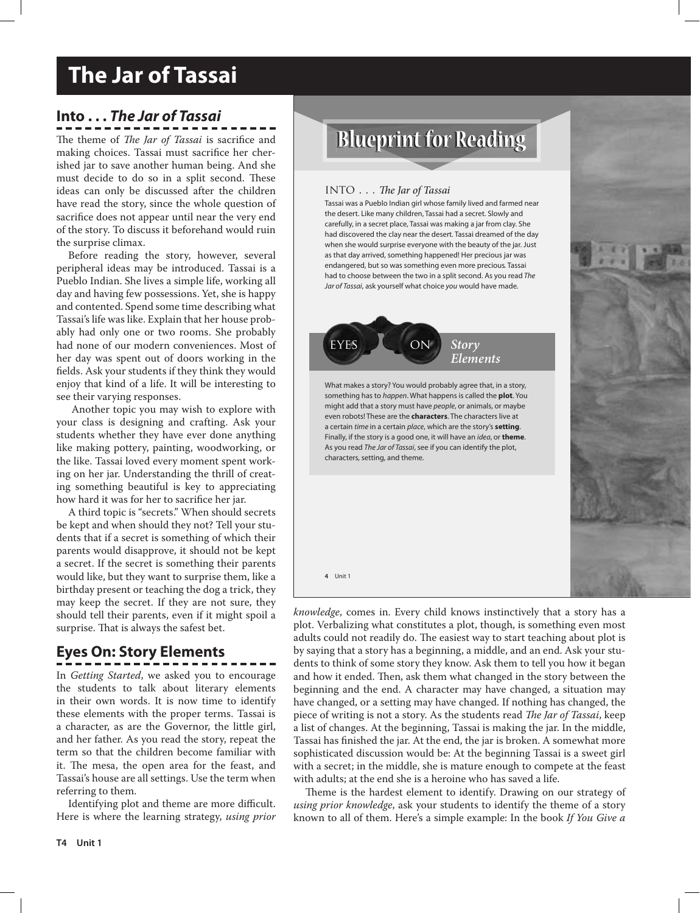# The Jar of Tassai

## Into . . . *The Jar of Tassai*

The theme of *The Jar of Tassai* is sacrifice and making choices. Tassai must sacrifice her cherished jar to save another human being. And she must decide to do so in a split second. These ideas can only be discussed after the children have read the story, since the whole question of sacrifice does not appear until near the very end of the story. To discuss it beforehand would ruin the surprise climax.

Before reading the story, however, several peripheral ideas may be introduced. Tassai is a Pueblo Indian. She lives a simple life, working all day and having few possessions. Yet, she is happy and contented. Spend some time describing what Tassai's life was like. Explain that her house probably had only one or two rooms. She probably had none of our modern conveniences. Most of her day was spent out of doors working in the fields. Ask your students if they think they would enjoy that kind of a life. It will be interesting to see their varying responses.

Another topic you may wish to explore with your class is designing and crafting. Ask your students whether they have ever done anything like making pottery, painting, woodworking, or the like. Tassai loved every moment spent working on her jar. Understanding the thrill of creating something beautiful is key to appreciating how hard it was for her to sacrifice her jar.

A third topic is "secrets." When should secrets be kept and when should they not? Tell your students that if a secret is something of which their parents would disapprove, it should not be kept a secret. If the secret is something their parents would like, but they want to surprise them, like a birthday present or teaching the dog a trick, they may keep the secret. If they are not sure, they should tell their parents, even if it might spoil a surprise. That is always the safest bet.

## Eyes On: Story Elements

In *Getting Started*, we asked you to encourage the students to talk about literary elements in their own words. It is now time to identify these elements with the proper terms. Tassai is a character, as are the Governor, the little girl, and her father. As you read the story, repeat the term so that the children become familiar with it. The mesa, the open area for the feast, and Tassai's house are all settings. Use the term when referring to them.

Identifying plot and theme are more difficult. Here is where the learning strategy, *using prior knowledge*, comes in. Every child knows instinctively that a story has a plot. Verbalizing what constitutes a plot, though, is something even most adults could not readily do. The easiest way to start teaching about plot is by saying that a story has a beginning, a middle, and an end. Ask your students to think of some story they know. Ask them to tell you how it began and how it ended. Then, ask them what changed in the story between the beginning and the end. A character may have changed, a situation may have changed, or a setting may have changed. If nothing has changed, the piece of writing is not a story. As the students read *The Jar of Tassai*, keep a list of changes. At the beginning, Tassai is making the jar. In the middle, Tassai has finished the jar. At the end, the jar is broken. A somewhat more sophisticated discussion would be: At the beginning Tassai is a sweet girl with a secret; in the middle, she is mature enough to compete at the feast with adults; at the end she is a heroine who has saved a life.

Theme is the hardest element to identify. Drawing on our strategy of *using prior knowledge*, ask your students to identify the theme of a story known to all of them. Here's a simple example: In the book *If You Give a*

---

## Blueprint for Reading

### INTO . . . *The Jar of Tassai*

Tassai was a Pueblo Indian girl whose family lived and farmed near the desert. Like many children, Tassai had a secret. Slowly and carefully, in a secret place, Tassai was making a jar from clay. She had discovered the clay near the desert. Tassai dreamed of the day when she would surprise everyone with the beauty of the jar. Just as that day arrived, something happened! Her precious jar was endangered, but so was something even more precious. Tassai had to choose between the two in a split second. As you read *The Jar of Tassai*, ask yourself what choice *you* would have made.

### EYES ON *Story Elements*

What makes a story? You would probably agree that, in a story, something has to *happen*. What happens is called the **plot**. You might add that a story must have *people*, or animals, or maybe even robots! These are the **characters**. The characters live at a certain *time* in a certain *place*, which are the story's **setting**. Finally, if the story is a good one, it will have an *idea*, or **theme**. As you read *The Jar of Tassai*, see if you can identify the plot, characters, setting, and theme.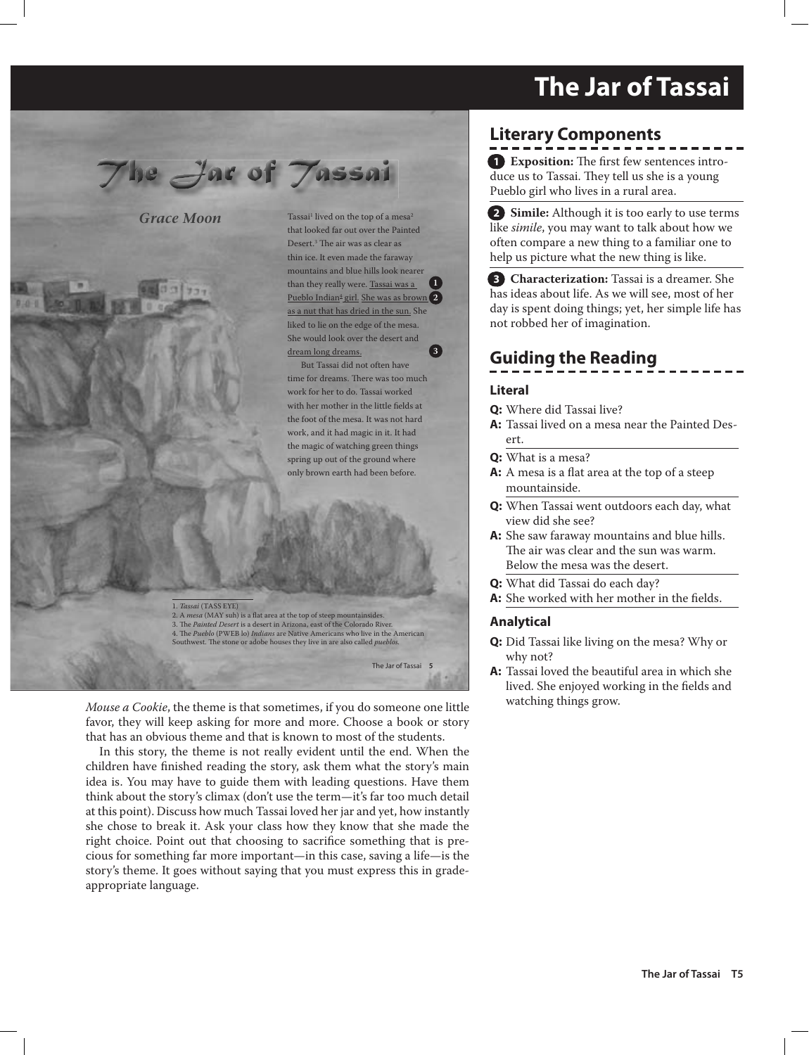# The Jar of Tassai

## The Jar of Tassai

*Grace Moon*

Tassai[1] lived on the top of a mesa[2] that looked far out over the Painted Desert.[3] The air was as clear as thin ice. It even made the faraway mountains and blue hills look nearer than they really were. Tassai was a Pueblo Indian[4] girl. (1) She was as brown as a nut that has dried in the sun. (2) She liked to lie on the edge of the mesa. She would look over the desert and dream long dreams. (3)

But Tassai did not often have time for dreams. There was too much work for her to do. Tassai worked with her mother in the little fields at the foot of the mesa. It was not hard work, and it had magic in it. It had the magic of watching green things spring up out of the ground where only brown earth had been before.

1. *Tassai* (TASS EYE)
2. A *mesa* (MAY suh) is a flat area at the top of steep mountainsides.
3. The *Painted Desert* is a desert in Arizona, east of the Colorado River.
4. The *Pueblo* (PWEB lo) *Indians* are Native Americans who live in the American Southwest. The stone or adobe houses they live in are also called *pueblos*.

*Mouse a Cookie*, the theme is that sometimes, if you do someone one little favor, they will keep asking for more and more. Choose a book or story that has an obvious theme and that is known to most of the students.

In this story, the theme is not really evident until the end. When the children have finished reading the story, ask them what the story's main idea is. You may have to guide them with leading questions. Have them think about the story's climax (don't use the term—it's far too much detail at this point). Discuss how much Tassai loved her jar and yet, how instantly she chose to break it. Ask your class how they know that she made the right choice. Point out that choosing to sacrifice something that is precious for something far more important—in this case, saving a life—is the story's theme. It goes without saying that you must express this in grade-appropriate language.

## Literary Components

**1 Exposition:** The first few sentences introduce us to Tassai. They tell us she is a young Pueblo girl who lives in a rural area.

**2 Simile:** Although it is too early to use terms like *simile*, you may want to talk about how we often compare a new thing to a familiar one to help us picture what the new thing is like.

**3 Characterization:** Tassai is a dreamer. She has ideas about life. As we will see, most of her day is spent doing things; yet, her simple life has not robbed her of imagination.

## Guiding the Reading

### Literal

**Q:** Where did Tassai live?
**A:** Tassai lived on a mesa near the Painted Desert.

**Q:** What is a mesa?
**A:** A mesa is a flat area at the top of a steep mountainside.

**Q:** When Tassai went outdoors each day, what view did she see?
**A:** She saw faraway mountains and blue hills. The air was clear and the sun was warm. Below the mesa was the desert.

**Q:** What did Tassai do each day?
**A:** She worked with her mother in the fields.

### Analytical

**Q:** Did Tassai like living on the mesa? Why or why not?
**A:** Tassai loved the beautiful area in which she lived. She enjoyed working in the fields and watching things grow.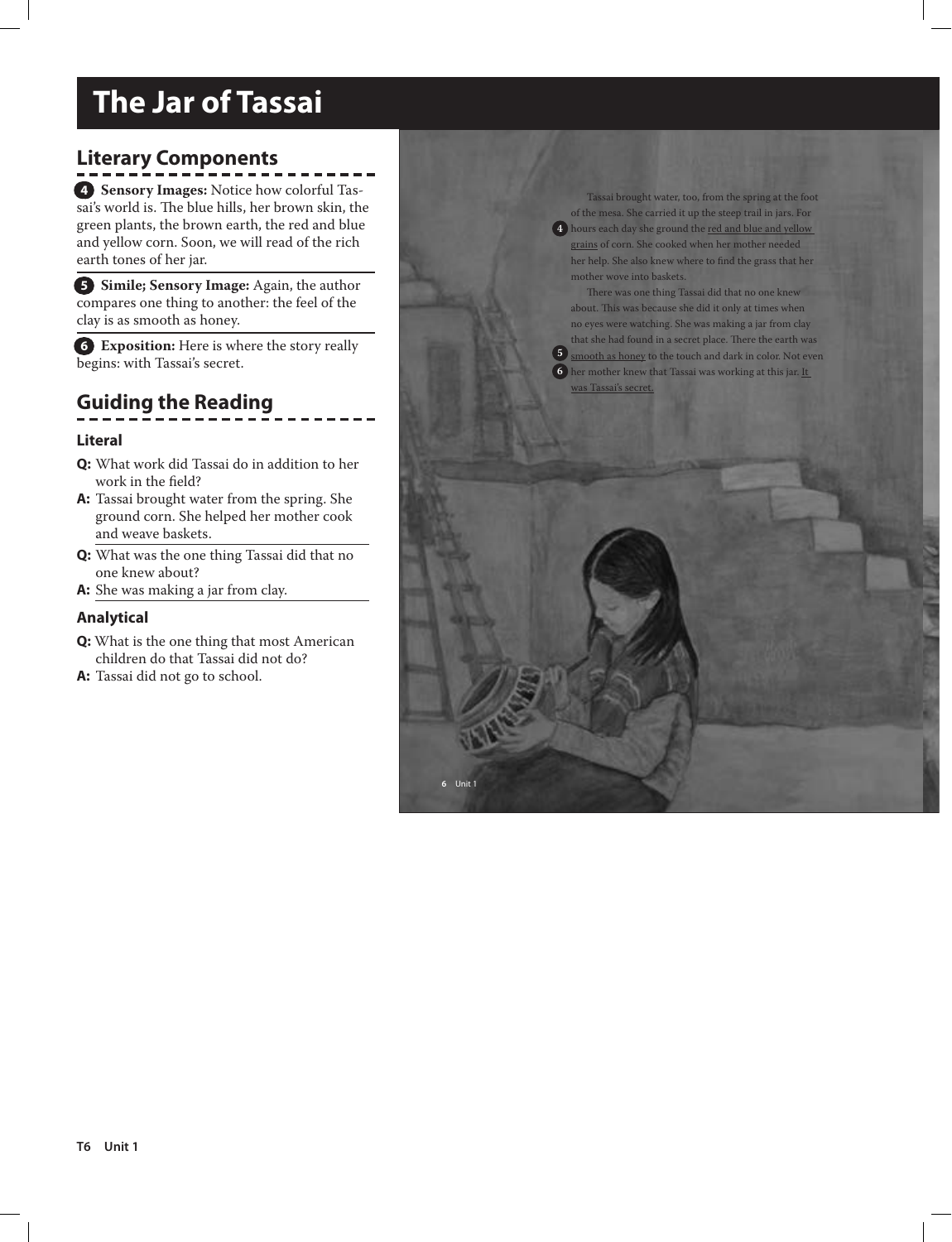# The Jar of Tassai

## Literary Components

**4 Sensory Images:** Notice how colorful Tassai's world is. The blue hills, her brown skin, the green plants, the brown earth, the red and blue and yellow corn. Soon, we will read of the rich earth tones of her jar.

**5 Simile; Sensory Image:** Again, the author compares one thing to another: the feel of the clay is as smooth as honey.

**6 Exposition:** Here is where the story really begins: with Tassai's secret.

## Guiding the Reading

### Literal

**Q:** What work did Tassai do in addition to her work in the field?
**A:** Tassai brought water from the spring. She ground corn. She helped her mother cook and weave baskets.

**Q:** What was the one thing Tassai did that no one knew about?
**A:** She was making a jar from clay.

### Analytical

**Q:** What is the one thing that most American children do that Tassai did not do?
**A:** Tassai did not go to school.

---

Tassai brought water, too, from the spring at the foot of the mesa. She carried it up the steep trail in jars. For hours each day she ground the **4** red and blue and yellow grains of corn. She cooked when her mother needed her help. She also knew where to find the grass that her mother wove into baskets.

There was one thing Tassai did that no one knew about. This was because she did it only at times when no eyes were watching. She was making a jar from clay that she had found in a secret place. There the earth was **5** smooth as honey to the touch and dark in color. Not even **6** her mother knew that Tassai was working at this jar. It was Tassai's secret.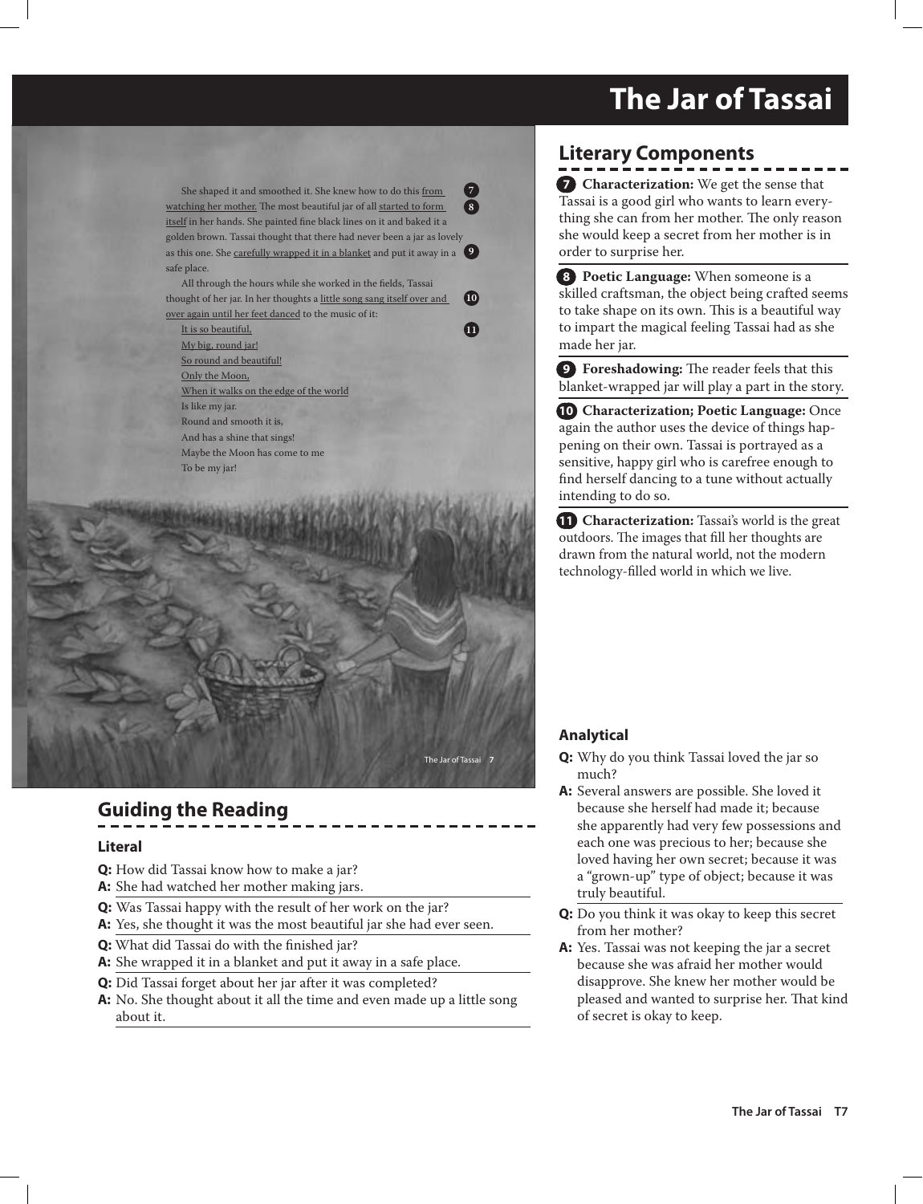# The Jar of Tassai

She shaped it and smoothed it. She knew how to do this from watching her mother. (7) The most beautiful jar of all started to form itself in her hands. (8) She painted fine black lines on it and baked it a golden brown. Tassai thought that there had never been a jar as lovely as this one. She carefully wrapped it in a blanket and put it away in a safe place. (9)

All through the hours while she worked in the fields, Tassai thought of her jar. In her thoughts a little song sang itself over and over again until her feet danced to the music of it: (10)

It is so beautiful, (11)  
My big, round jar!  
So round and beautiful!  
Only the Moon,  
When it walks on the edge of the world  
Is like my jar.  
Round and smooth it is,  
And has a shine that sings!  
Maybe the Moon has come to me  
To be my jar!

## Literary Components

**7 Characterization:** We get the sense that Tassai is a good girl who wants to learn everything she can from her mother. The only reason she would keep a secret from her mother is in order to surprise her.

**8 Poetic Language:** When someone is a skilled craftsman, the object being crafted seems to take shape on its own. This is a beautiful way to impart the magical feeling Tassai had as she made her jar.

**9 Foreshadowing:** The reader feels that this blanket-wrapped jar will play a part in the story.

**10 Characterization; Poetic Language:** Once again the author uses the device of things happening on their own. Tassai is portrayed as a sensitive, happy girl who is carefree enough to find herself dancing to a tune without actually intending to do so.

**11 Characterization:** Tassai's world is the great outdoors. The images that fill her thoughts are drawn from the natural world, not the modern technology-filled world in which we live.

## Guiding the Reading

### Literal

**Q:** How did Tassai know how to make a jar?  
**A:** She had watched her mother making jars.

**Q:** Was Tassai happy with the result of her work on the jar?  
**A:** Yes, she thought it was the most beautiful jar she had ever seen.

**Q:** What did Tassai do with the finished jar?  
**A:** She wrapped it in a blanket and put it away in a safe place.

**Q:** Did Tassai forget about her jar after it was completed?  
**A:** No. She thought about it all the time and even made up a little song about it.

### Analytical

**Q:** Why do you think Tassai loved the jar so much?  
**A:** Several answers are possible. She loved it because she herself had made it; because she apparently had very few possessions and each one was precious to her; because she loved having her own secret; because it was a "grown-up" type of object; because it was truly beautiful.

**Q:** Do you think it was okay to keep this secret from her mother?  
**A:** Yes. Tassai was not keeping the jar a secret because she was afraid her mother would disapprove. She knew her mother would be pleased and wanted to surprise her. That kind of secret is okay to keep.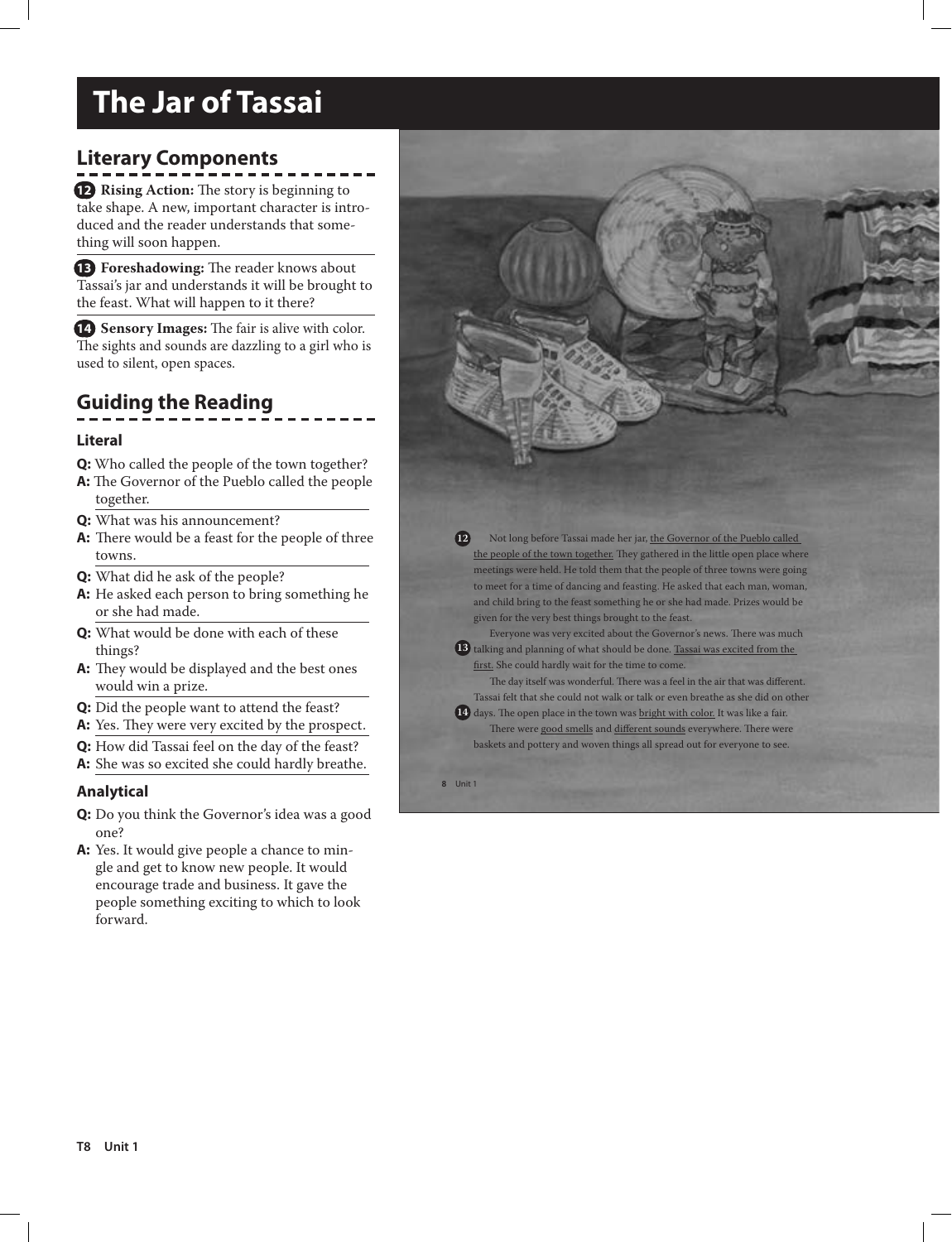# The Jar of Tassai

## Literary Components

**12** **Rising Action:** The story is beginning to take shape. A new, important character is introduced and the reader understands that something will soon happen.

**13** **Foreshadowing:** The reader knows about Tassai's jar and understands it will be brought to the feast. What will happen to it there?

**14** **Sensory Images:** The fair is alive with color. The sights and sounds are dazzling to a girl who is used to silent, open spaces.

## Guiding the Reading

### Literal

**Q:** Who called the people of the town together?
**A:** The Governor of the Pueblo called the people together.

**Q:** What was his announcement?
**A:** There would be a feast for the people of three towns.

**Q:** What did he ask of the people?
**A:** He asked each person to bring something he or she had made.

**Q:** What would be done with each of these things?
**A:** They would be displayed and the best ones would win a prize.

**Q:** Did the people want to attend the feast?
**A:** Yes. They were very excited by the prospect.

**Q:** How did Tassai feel on the day of the feast?
**A:** She was so excited she could hardly breathe.

### Analytical

**Q:** Do you think the Governor's idea was a good one?
**A:** Yes. It would give people a chance to mingle and get to know new people. It would encourage trade and business. It gave the people something exciting to which to look forward.

---

**12** Not long before Tassai made her jar, the Governor of the Pueblo called the people of the town together. They gathered in the little open place where meetings were held. He told them that the people of three towns were going to meet for a time of dancing and feasting. He asked that each man, woman, and child bring to the feast something he or she had made. Prizes would be given for the very best things brought to the feast.

Everyone was very excited about the Governor's news. There was much **13** talking and planning of what should be done. Tassai was excited from the first. She could hardly wait for the time to come.

The day itself was wonderful. There was a feel in the air that was different. Tassai felt that she could not walk or talk or even breathe as she did on other **14** days. The open place in the town was bright with color. It was like a fair.

There were good smells and different sounds everywhere. There were baskets and pottery and woven things all spread out for everyone to see.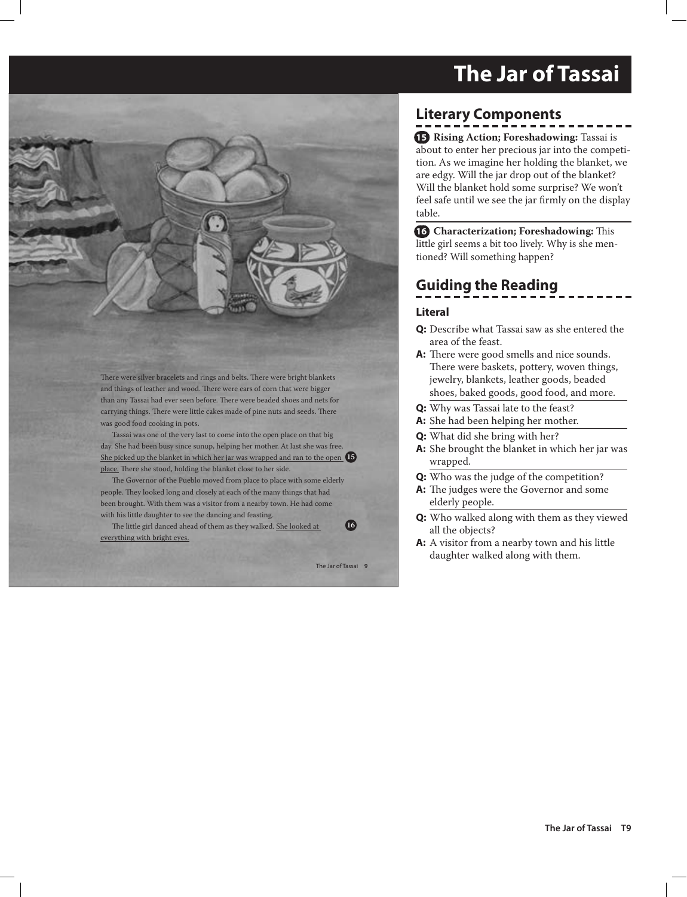# The Jar of Tassai

There were silver bracelets and rings and belts. There were bright blankets and things of leather and wood. There were ears of corn that were bigger than any Tassai had ever seen before. There were beaded shoes and nets for carrying things. There were little cakes made of pine nuts and seeds. There was good food cooking in pots.

Tassai was one of the very last to come into the open place on that big day. She had been busy since sunup, helping her mother. At last she was free. She picked up the blanket in which her jar was wrapped and ran to the open place. **15** There she stood, holding the blanket close to her side.

The Governor of the Pueblo moved from place to place with some elderly people. They looked long and closely at each of the many things that had been brought. With them was a visitor from a nearby town. He had come with his little daughter to see the dancing and feasting.

The little girl danced ahead of them as they walked. She looked at everything with bright eyes. **16**

## Literary Components

**15 Rising Action; Foreshadowing:** Tassai is about to enter her precious jar into the competition. As we imagine her holding the blanket, we are edgy. Will the jar drop out of the blanket? Will the blanket hold some surprise? We won't feel safe until we see the jar firmly on the display table.

**16 Characterization; Foreshadowing:** This little girl seems a bit too lively. Why is she mentioned? Will something happen?

## Guiding the Reading

### Literal

**Q:** Describe what Tassai saw as she entered the area of the feast.
**A:** There were good smells and nice sounds. There were baskets, pottery, woven things, jewelry, blankets, leather goods, beaded shoes, baked goods, good food, and more.

**Q:** Why was Tassai late to the feast?
**A:** She had been helping her mother.

**Q:** What did she bring with her?
**A:** She brought the blanket in which her jar was wrapped.

**Q:** Who was the judge of the competition?
**A:** The judges were the Governor and some elderly people.

**Q:** Who walked along with them as they viewed all the objects?
**A:** A visitor from a nearby town and his little daughter walked along with them.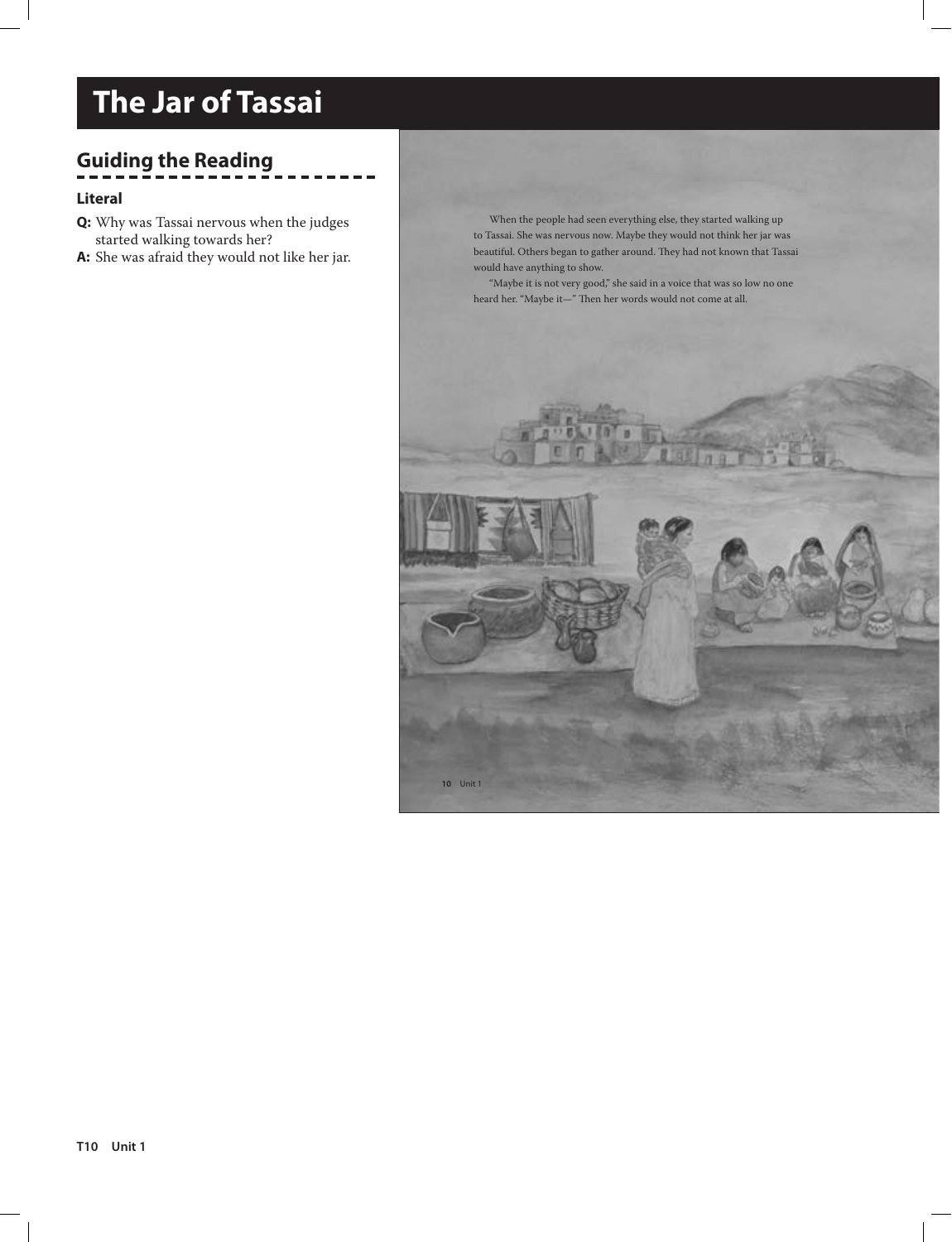# The Jar of Tassai

## Guiding the Reading

### Literal

**Q:** Why was Tassai nervous when the judges started walking towards her?

**A:** She was afraid they would not like her jar.

When the people had seen everything else, they started walking up to Tassai. She was nervous now. Maybe they would not think her jar was beautiful. Others began to gather around. They had not known that Tassai would have anything to show.

"Maybe it is not very good," she said in a voice that was so low no one heard her. "Maybe it—" Then her words would not come at all.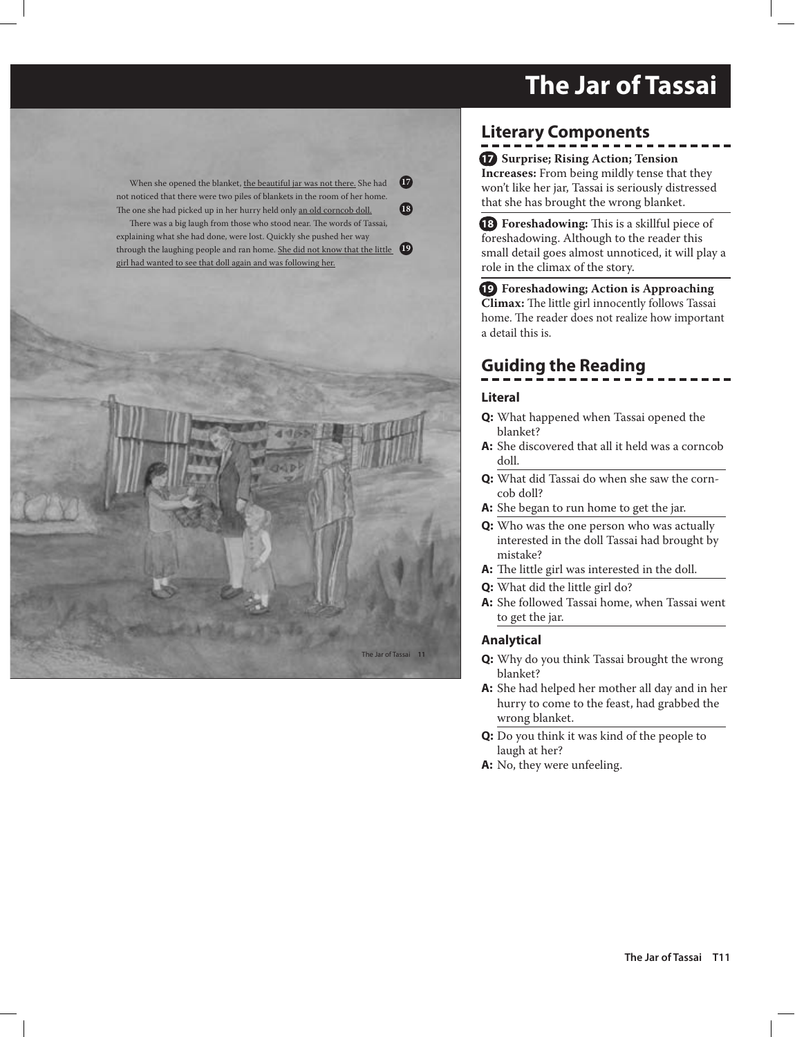# The Jar of Tassai

When she opened the blanket, the beautiful jar was not there. **17** She had not noticed that there were two piles of blankets in the room of her home. The one she had picked up in her hurry held only an old corncob doll. **18**

There was a big laugh from those who stood near. The words of Tassai, explaining what she had done, were lost. Quickly she pushed her way through the laughing people and ran home. She did not know that the little girl had wanted to see that doll again and was following her. **19**

## Literary Components

**17 Surprise; Rising Action; Tension Increases:** From being mildly tense that they won't like her jar, Tassai is seriously distressed that she has brought the wrong blanket.

**18 Foreshadowing:** This is a skillful piece of foreshadowing. Although to the reader this small detail goes almost unnoticed, it will play a role in the climax of the story.

**19 Foreshadowing; Action is Approaching Climax:** The little girl innocently follows Tassai home. The reader does not realize how important a detail this is.

## Guiding the Reading

### Literal

**Q:** What happened when Tassai opened the blanket?
**A:** She discovered that all it held was a corncob doll.

**Q:** What did Tassai do when she saw the corncob doll?
**A:** She began to run home to get the jar.

**Q:** Who was the one person who was actually interested in the doll Tassai had brought by mistake?
**A:** The little girl was interested in the doll.

**Q:** What did the little girl do?
**A:** She followed Tassai home, when Tassai went to get the jar.

### Analytical

**Q:** Why do you think Tassai brought the wrong blanket?
**A:** She had helped her mother all day and in her hurry to come to the feast, had grabbed the wrong blanket.

**Q:** Do you think it was kind of the people to laugh at her?
**A:** No, they were unfeeling.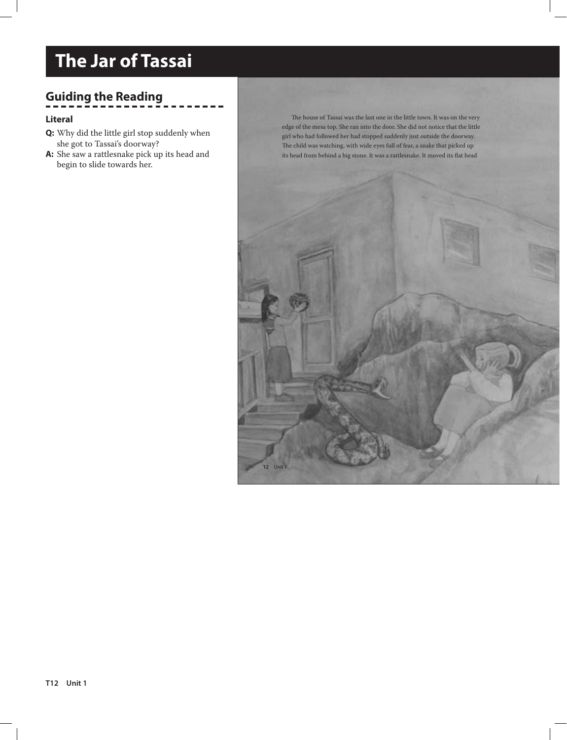# The Jar of Tassai

## Guiding the Reading

### Literal

**Q:** Why did the little girl stop suddenly when she got to Tassai's doorway?

**A:** She saw a rattlesnake pick up its head and begin to slide towards her.

The house of Tassai was the last one in the little town. It was on the very edge of the mesa top. She ran into the door. She did not notice that the little girl who had followed her had stopped suddenly just outside the doorway. The child was watching, with wide eyes full of fear, a snake that picked up its head from behind a big stone. It was a rattlesnake. It moved its flat head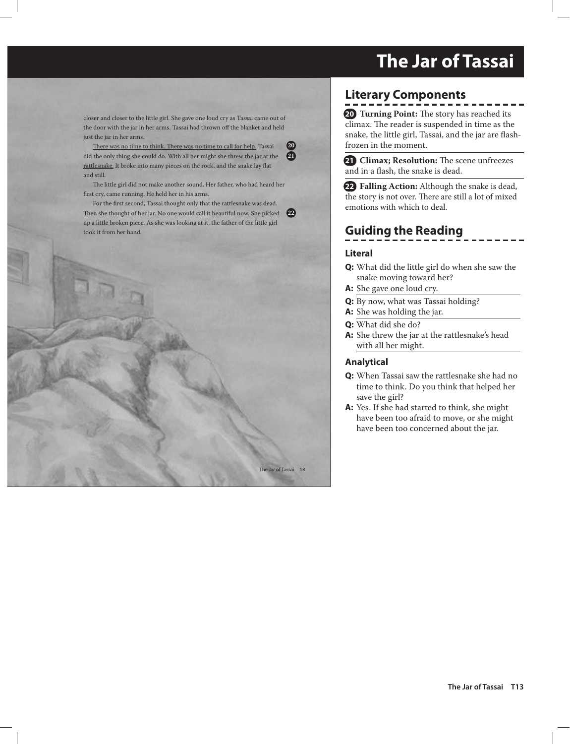# The Jar of Tassai

closer and closer to the little girl. She gave one loud cry as Tassai came out of the door with the jar in her arms. Tassai had thrown off the blanket and held just the jar in her arms.

There was no time to think. There was no time to call for help. [20] Tassai did the only thing she could do. With all her might she threw the jar at the rattlesnake. [21] It broke into many pieces on the rock, and the snake lay flat and still.

The little girl did not make another sound. Her father, who had heard her first cry, came running. He held her in his arms.

For the first second, Tassai thought only that the rattlesnake was dead. Then she thought of her jar. [22] No one would call it beautiful now. She picked up a little broken piece. As she was looking at it, the father of the little girl took it from her hand.

## Literary Components

**20 Turning Point:** The story has reached its climax. The reader is suspended in time as the snake, the little girl, Tassai, and the jar are flash-frozen in the moment.

**21 Climax; Resolution:** The scene unfreezes and in a flash, the snake is dead.

**22 Falling Action:** Although the snake is dead, the story is not over. There are still a lot of mixed emotions with which to deal.

## Guiding the Reading

### Literal

**Q:** What did the little girl do when she saw the snake moving toward her?
**A:** She gave one loud cry.

**Q:** By now, what was Tassai holding?
**A:** She was holding the jar.

**Q:** What did she do?
**A:** She threw the jar at the rattlesnake's head with all her might.

### Analytical

**Q:** When Tassai saw the rattlesnake she had no time to think. Do you think that helped her save the girl?
**A:** Yes. If she had started to think, she might have been too afraid to move, or she might have been too concerned about the jar.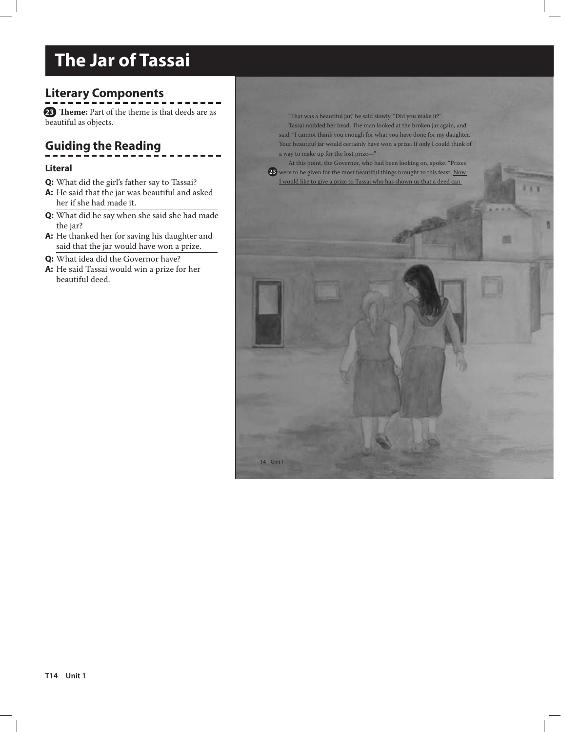# The Jar of Tassai

## Literary Components

23 **Theme:** Part of the theme is that deeds are as beautiful as objects.

## Guiding the Reading

### Literal

**Q:** What did the girl's father say to Tassai?
**A:** He said that the jar was beautiful and asked her if she had made it.

**Q:** What did he say when she said she had made the jar?
**A:** He thanked her for saving his daughter and said that the jar would have won a prize.

**Q:** What idea did the Governor have?
**A:** He said Tassai would win a prize for her beautiful deed.

"That was a beautiful jar," he said slowly. "Did you make it?"

Tassai nodded her head. The man looked at the broken jar again, and said, "I cannot thank you enough for what you have done for my daughter. Your beautiful jar would certainly have won a prize. If only I could think of a way to make up for the lost prize—"

At this point, the Governor, who had been looking on, spoke. "Prizes 23 were to be given for the most beautiful things brought to this feast. Now I would like to give a prize to Tassai who has shown us that a deed can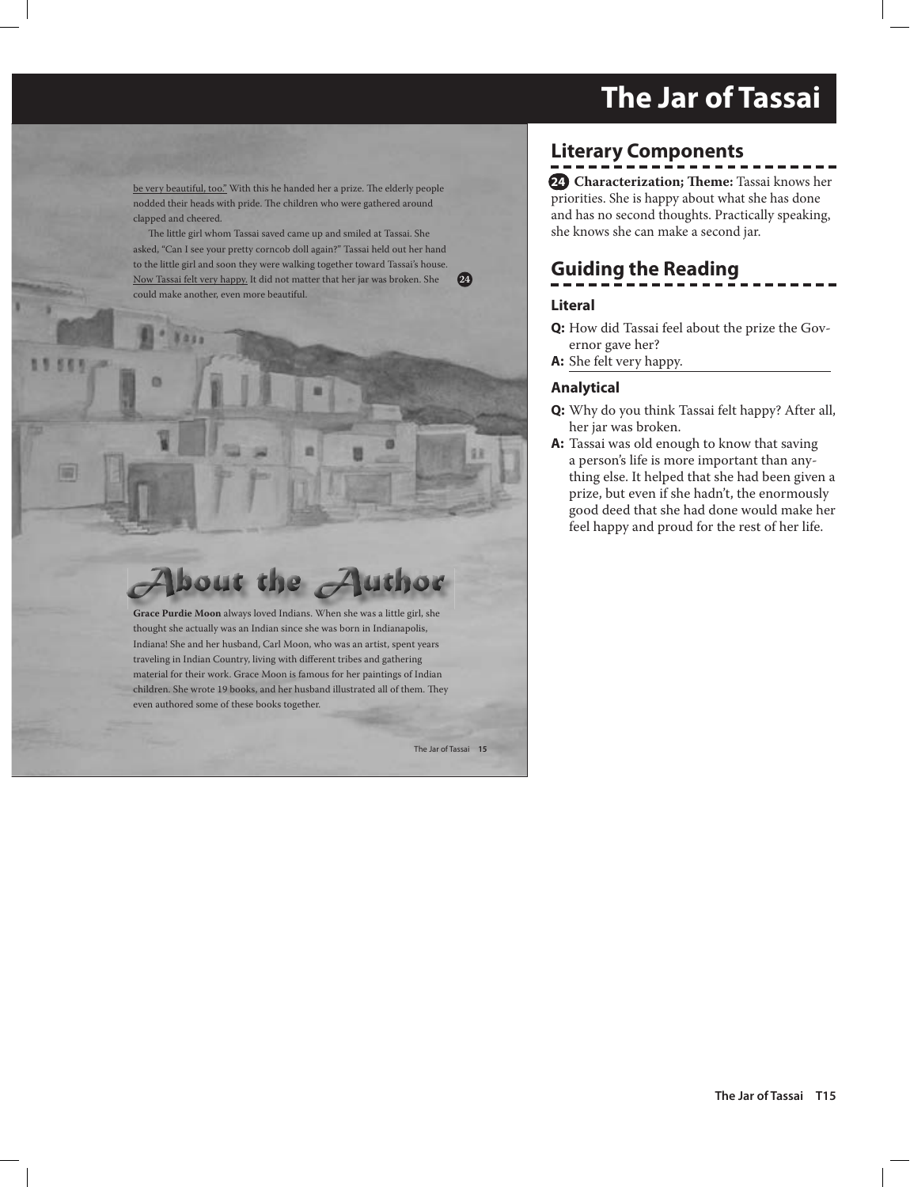# The Jar of Tassai

be very beautiful, too." With this he handed her a prize. The elderly people nodded their heads with pride. The children who were gathered around clapped and cheered.

The little girl whom Tassai saved came up and smiled at Tassai. She asked, "Can I see your pretty corncob doll again?" Tassai held out her hand to the little girl and soon they were walking together toward Tassai's house. Now Tassai felt very happy. It did not matter that her jar was broken. She could make another, even more beautiful. **24**

## About the Author

**Grace Purdie Moon** always loved Indians. When she was a little girl, she thought she actually was an Indian since she was born in Indianapolis, Indiana! She and her husband, Carl Moon, who was an artist, spent years traveling in Indian Country, living with different tribes and gathering material for their work. Grace Moon is famous for her paintings of Indian children. She wrote 19 books, and her husband illustrated all of them. They even authored some of these books together.

## Literary Components

**24** **Characterization; Theme:** Tassai knows her priorities. She is happy about what she has done and has no second thoughts. Practically speaking, she knows she can make a second jar.

## Guiding the Reading

### Literal

**Q:** How did Tassai feel about the prize the Governor gave her?
**A:** She felt very happy.

### Analytical

**Q:** Why do you think Tassai felt happy? After all, her jar was broken.
**A:** Tassai was old enough to know that saving a person's life is more important than anything else. It helped that she had been given a prize, but even if she hadn't, the enormously good deed that she had done would make her feel happy and proud for the rest of her life.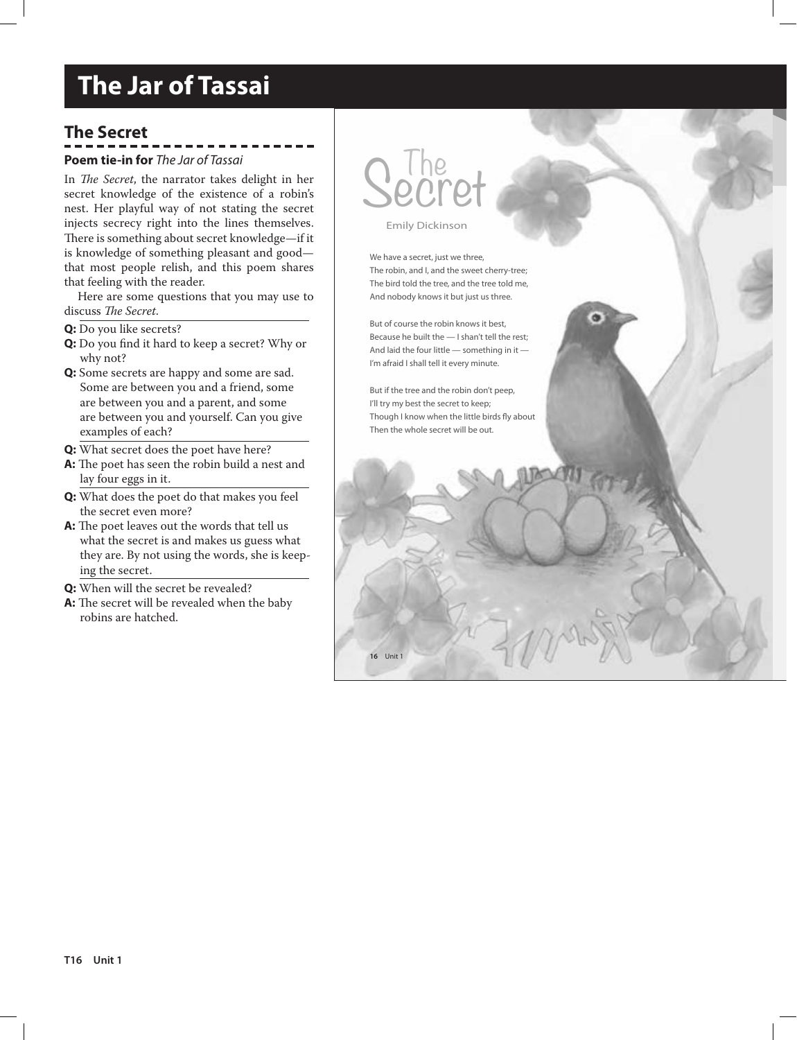# The Jar of Tassai

## The Secret

**Poem tie-in for** *The Jar of Tassai*

In *The Secret*, the narrator takes delight in her secret knowledge of the existence of a robin's nest. Her playful way of not stating the secret injects secrecy right into the lines themselves. There is something about secret knowledge—if it is knowledge of something pleasant and good—that most people relish, and this poem shares that feeling with the reader.

Here are some questions that you may use to discuss *The Secret*.

**Q:** Do you like secrets?

**Q:** Do you find it hard to keep a secret? Why or why not?

**Q:** Some secrets are happy and some are sad. Some are between you and a friend, some are between you and a parent, and some are between you and yourself. Can you give examples of each?

**Q:** What secret does the poet have here?

**A:** The poet has seen the robin build a nest and lay four eggs in it.

**Q:** What does the poet do that makes you feel the secret even more?

**A:** The poet leaves out the words that tell us what the secret is and makes us guess what they are. By not using the words, she is keeping the secret.

**Q:** When will the secret be revealed?

**A:** The secret will be revealed when the baby robins are hatched.

## The Secret

Emily Dickinson

We have a secret, just we three,
The robin, and I, and the sweet cherry-tree;
The bird told the tree, and the tree told me,
And nobody knows it but just us three.

But of course the robin knows it best,
Because he built the — I shan't tell the rest;
And laid the four little — something in it —
I'm afraid I shall tell it every minute.

But if the tree and the robin don't peep,
I'll try my best the secret to keep;
Though I know when the little birds fly about
Then the whole secret will be out.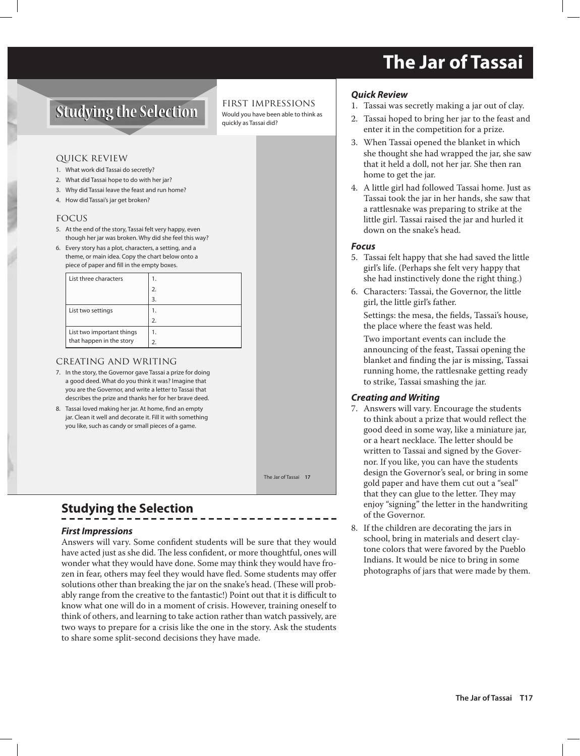# The Jar of Tassai

## Studying the Selection

### First Impressions

Would you have been able to think as quickly as Tassai did?

### Quick Review

1. What work did Tassai do secretly?
2. What did Tassai hope to do with her jar?
3. Why did Tassai leave the feast and run home?
4. How did Tassai's jar get broken?

### Focus

5. At the end of the story, Tassai felt very happy, even though her jar was broken. Why did she feel this way?
6. Every story has a plot, characters, a setting, and a theme, or main idea. Copy the chart below onto a piece of paper and fill in the empty boxes.

| | |
|---|---|
| List three characters | 1.<br>2.<br>3. |
| List two settings | 1.<br>2. |
| List two important things that happen in the story | 1.<br>2. |

### Creating and Writing

7. In the story, the Governor gave Tassai a prize for doing a good deed. What do you think it was? Imagine that you are the Governor, and write a letter to Tassai that describes the prize and thanks her for her brave deed.
8. Tassai loved making her jar. At home, find an empty jar. Clean it well and decorate it. Fill it with something you like, such as candy or small pieces of a game.

## Studying the Selection

### *First Impressions*

Answers will vary. Some confident students will be sure that they would have acted just as she did. The less confident, or more thoughtful, ones will wonder what they would have done. Some may think they would have frozen in fear, others may feel they would have fled. Some students may offer solutions other than breaking the jar on the snake's head. (These will probably range from the creative to the fantastic!) Point out that it is difficult to know what one will do in a moment of crisis. However, training oneself to think of others, and learning to take action rather than watch passively, are two ways to prepare for a crisis like the one in the story. Ask the students to share some split-second decisions they have made.

### *Quick Review*

1. Tassai was secretly making a jar out of clay.
2. Tassai hoped to bring her jar to the feast and enter it in the competition for a prize.
3. When Tassai opened the blanket in which she thought she had wrapped the jar, she saw that it held a doll, not her jar. She then ran home to get the jar.
4. A little girl had followed Tassai home. Just as Tassai took the jar in her hands, she saw that a rattlesnake was preparing to strike at the little girl. Tassai raised the jar and hurled it down on the snake's head.

### *Focus*

5. Tassai felt happy that she had saved the little girl's life. (Perhaps she felt very happy that she had instinctively done the right thing.)
6. Characters: Tassai, the Governor, the little girl, the little girl's father.

   Settings: the mesa, the fields, Tassai's house, the place where the feast was held.

   Two important events can include the announcing of the feast, Tassai opening the blanket and finding the jar is missing, Tassai running home, the rattlesnake getting ready to strike, Tassai smashing the jar.

### *Creating and Writing*

7. Answers will vary. Encourage the students to think about a prize that would reflect the good deed in some way, like a miniature jar, or a heart necklace. The letter should be written to Tassai and signed by the Governor. If you like, you can have the students design the Governor's seal, or bring in some gold paper and have them cut out a "seal" that they can glue to the letter. They may enjoy "signing" the letter in the handwriting of the Governor.
8. If the children are decorating the jars in school, bring in materials and desert clay-tone colors that were favored by the Pueblo Indians. It would be nice to bring in some photographs of jars that were made by them.